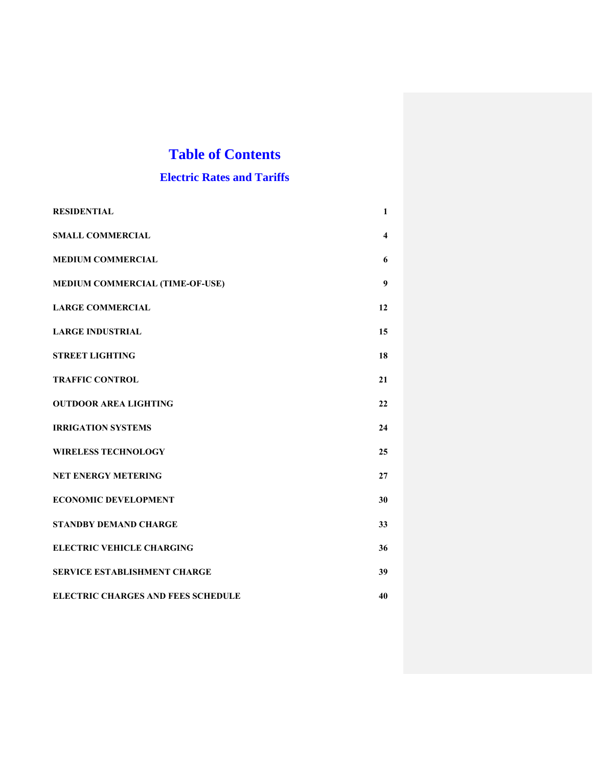# Table of Contents

## Electric Rates and Tariffs

| | |
|---|---|
| **RESIDENTIAL** | **1** |
| **SMALL COMMERCIAL** | **4** |
| **MEDIUM COMMERCIAL** | **6** |
| **MEDIUM COMMERCIAL (TIME-OF-USE)** | **9** |
| **LARGE COMMERCIAL** | **12** |
| **LARGE INDUSTRIAL** | **15** |
| **STREET LIGHTING** | **18** |
| **TRAFFIC CONTROL** | **21** |
| **OUTDOOR AREA LIGHTING** | **22** |
| **IRRIGATION SYSTEMS** | **24** |
| **WIRELESS TECHNOLOGY** | **25** |
| **NET ENERGY METERING** | **27** |
| **ECONOMIC DEVELOPMENT** | **30** |
| **STANDBY DEMAND CHARGE** | **33** |
| **ELECTRIC VEHICLE CHARGING** | **36** |
| **SERVICE ESTABLISHMENT CHARGE** | **39** |
| **ELECTRIC CHARGES AND FEES SCHEDULE** | **40** |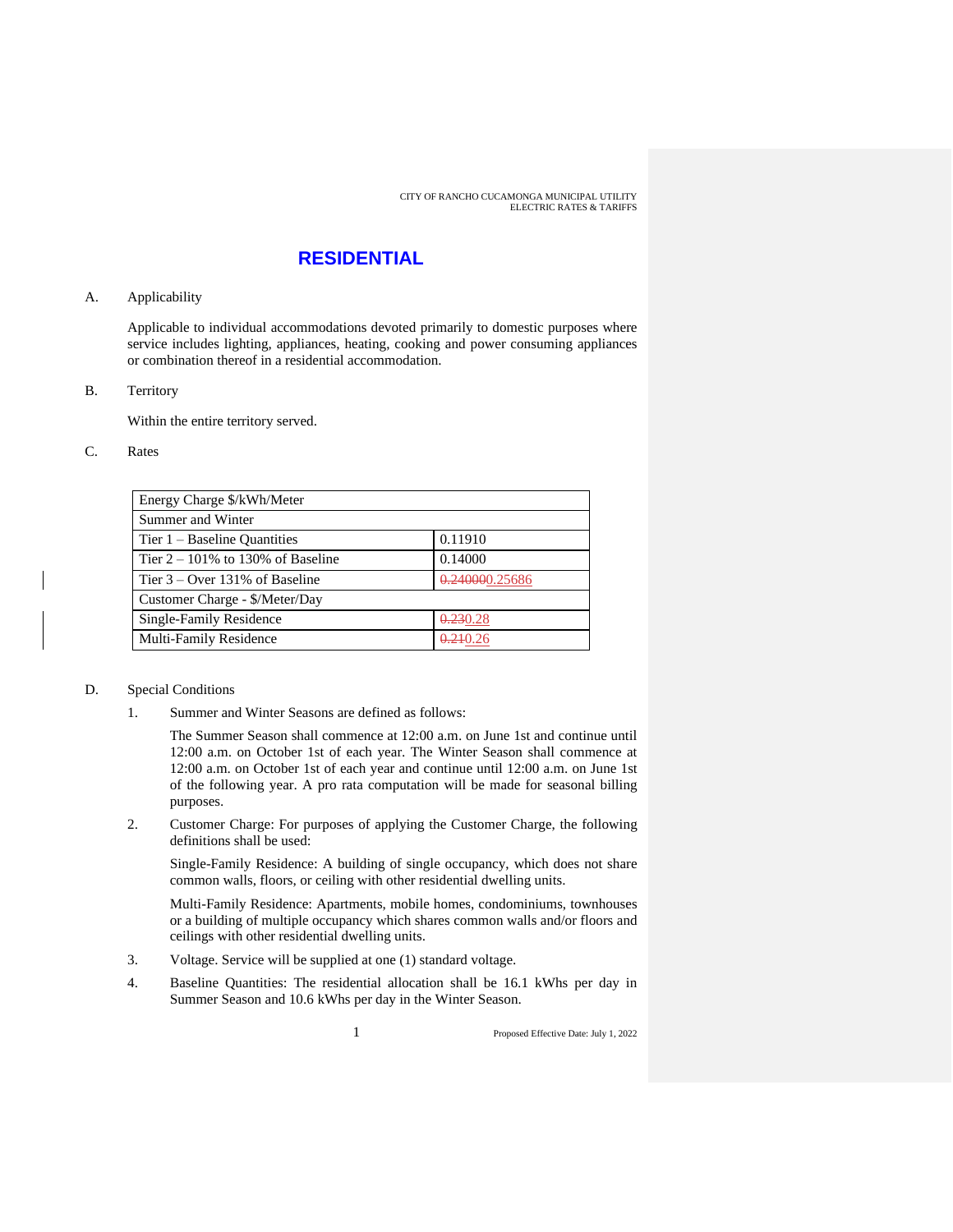# RESIDENTIAL

A. Applicability

Applicable to individual accommodations devoted primarily to domestic purposes where service includes lighting, appliances, heating, cooking and power consuming appliances or combination thereof in a residential accommodation.

B. Territory

Within the entire territory served.

C. Rates

| Energy Charge $/kWh/Meter | |
|---|---|
| Summer and Winter | |
| Tier 1 – Baseline Quantities | 0.11910 |
| Tier 2 – 101% to 130% of Baseline | 0.14000 |
| Tier 3 – Over 131% of Baseline | ~~0.24000~~0.25686 |
| Customer Charge - $/Meter/Day | |
| Single-Family Residence | ~~0.23~~0.28 |
| Multi-Family Residence | ~~0.21~~0.26 |

D. Special Conditions

1. Summer and Winter Seasons are defined as follows:

   The Summer Season shall commence at 12:00 a.m. on June 1st and continue until 12:00 a.m. on October 1st of each year. The Winter Season shall commence at 12:00 a.m. on October 1st of each year and continue until 12:00 a.m. on June 1st of the following year. A pro rata computation will be made for seasonal billing purposes.

2. Customer Charge: For purposes of applying the Customer Charge, the following definitions shall be used:

   Single-Family Residence: A building of single occupancy, which does not share common walls, floors, or ceiling with other residential dwelling units.

   Multi-Family Residence: Apartments, mobile homes, condominiums, townhouses or a building of multiple occupancy which shares common walls and/or floors and ceilings with other residential dwelling units.

3. Voltage. Service will be supplied at one (1) standard voltage.

4. Baseline Quantities: The residential allocation shall be 16.1 kWhs per day in Summer Season and 10.6 kWhs per day in the Winter Season.

Proposed Effective Date: July 1, 2022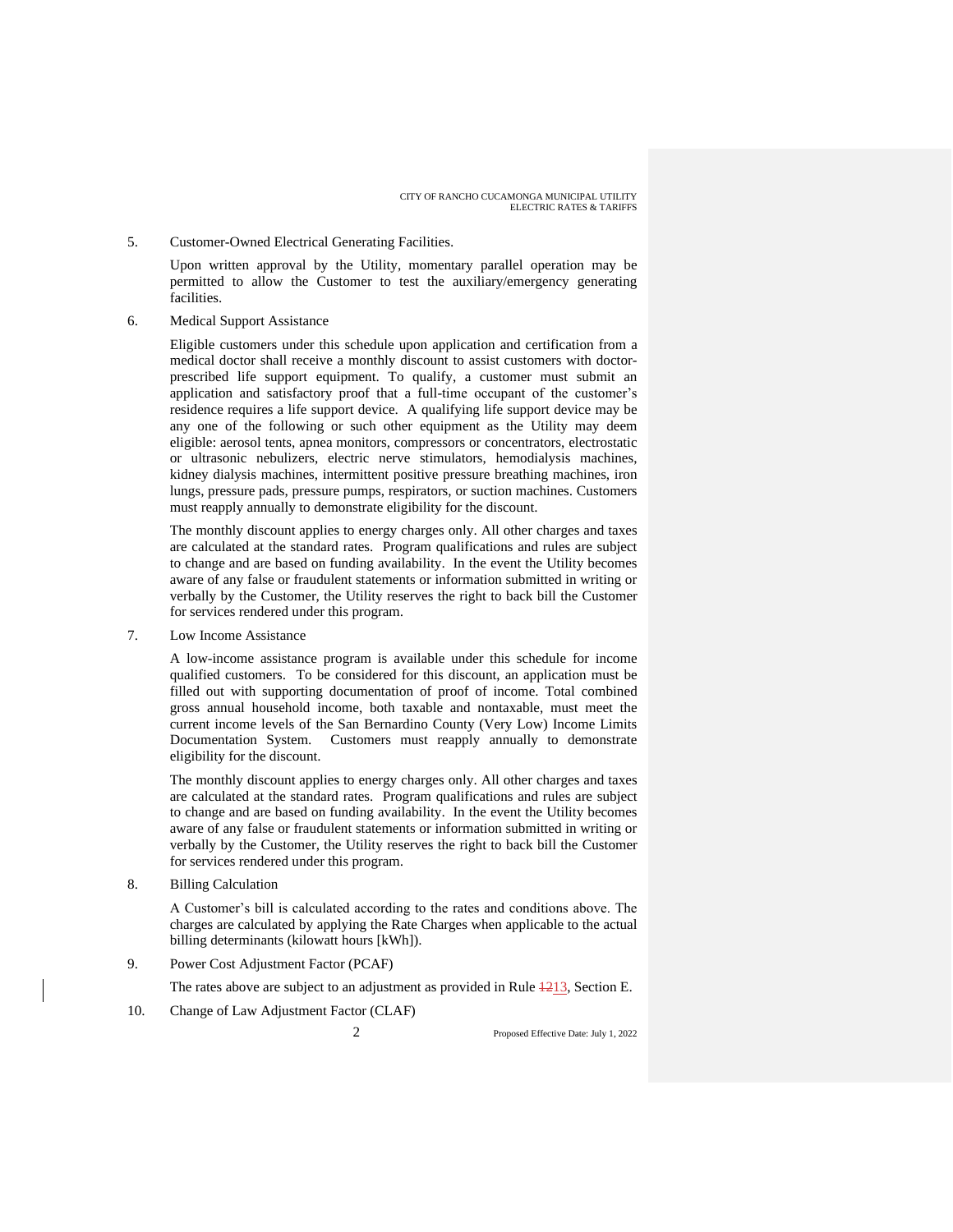5. Customer-Owned Electrical Generating Facilities.

   Upon written approval by the Utility, momentary parallel operation may be permitted to allow the Customer to test the auxiliary/emergency generating facilities.

6. Medical Support Assistance

   Eligible customers under this schedule upon application and certification from a medical doctor shall receive a monthly discount to assist customers with doctor-prescribed life support equipment. To qualify, a customer must submit an application and satisfactory proof that a full-time occupant of the customer's residence requires a life support device. A qualifying life support device may be any one of the following or such other equipment as the Utility may deem eligible: aerosol tents, apnea monitors, compressors or concentrators, electrostatic or ultrasonic nebulizers, electric nerve stimulators, hemodialysis machines, kidney dialysis machines, intermittent positive pressure breathing machines, iron lungs, pressure pads, pressure pumps, respirators, or suction machines. Customers must reapply annually to demonstrate eligibility for the discount.

   The monthly discount applies to energy charges only. All other charges and taxes are calculated at the standard rates. Program qualifications and rules are subject to change and are based on funding availability. In the event the Utility becomes aware of any false or fraudulent statements or information submitted in writing or verbally by the Customer, the Utility reserves the right to back bill the Customer for services rendered under this program.

7. Low Income Assistance

   A low-income assistance program is available under this schedule for income qualified customers. To be considered for this discount, an application must be filled out with supporting documentation of proof of income. Total combined gross annual household income, both taxable and nontaxable, must meet the current income levels of the San Bernardino County (Very Low) Income Limits Documentation System. Customers must reapply annually to demonstrate eligibility for the discount.

   The monthly discount applies to energy charges only. All other charges and taxes are calculated at the standard rates. Program qualifications and rules are subject to change and are based on funding availability. In the event the Utility becomes aware of any false or fraudulent statements or information submitted in writing or verbally by the Customer, the Utility reserves the right to back bill the Customer for services rendered under this program.

8. Billing Calculation

   A Customer's bill is calculated according to the rates and conditions above. The charges are calculated by applying the Rate Charges when applicable to the actual billing determinants (kilowatt hours [kWh]).

9. Power Cost Adjustment Factor (PCAF)

   The rates above are subject to an adjustment as provided in Rule ~~12~~13, Section E.

10. Change of Law Adjustment Factor (CLAF)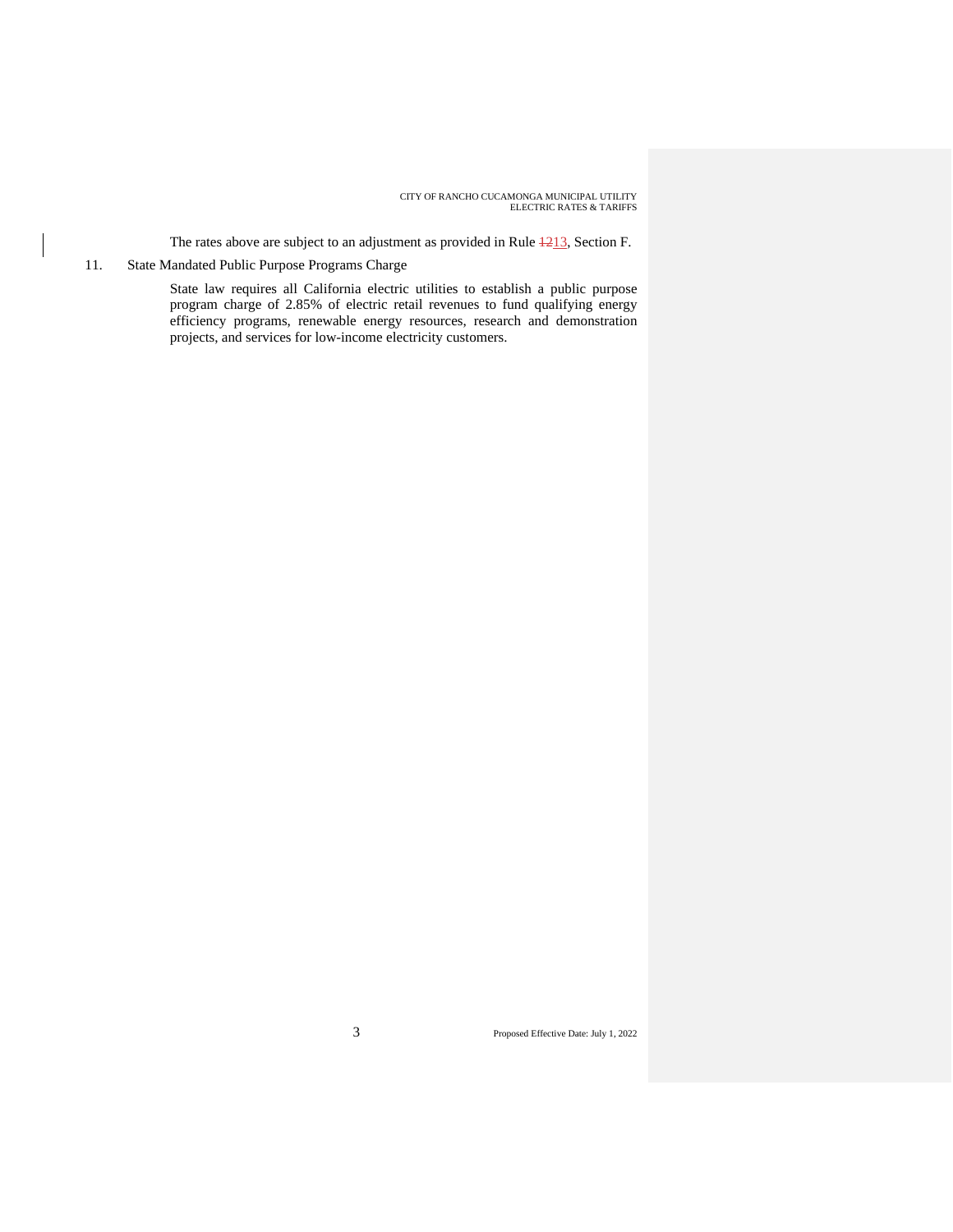The rates above are subject to an adjustment as provided in Rule ~~12~~13, Section F.

11. State Mandated Public Purpose Programs Charge

    State law requires all California electric utilities to establish a public purpose program charge of 2.85% of electric retail revenues to fund qualifying energy efficiency programs, renewable energy resources, research and demonstration projects, and services for low-income electricity customers.

Proposed Effective Date: July 1, 2022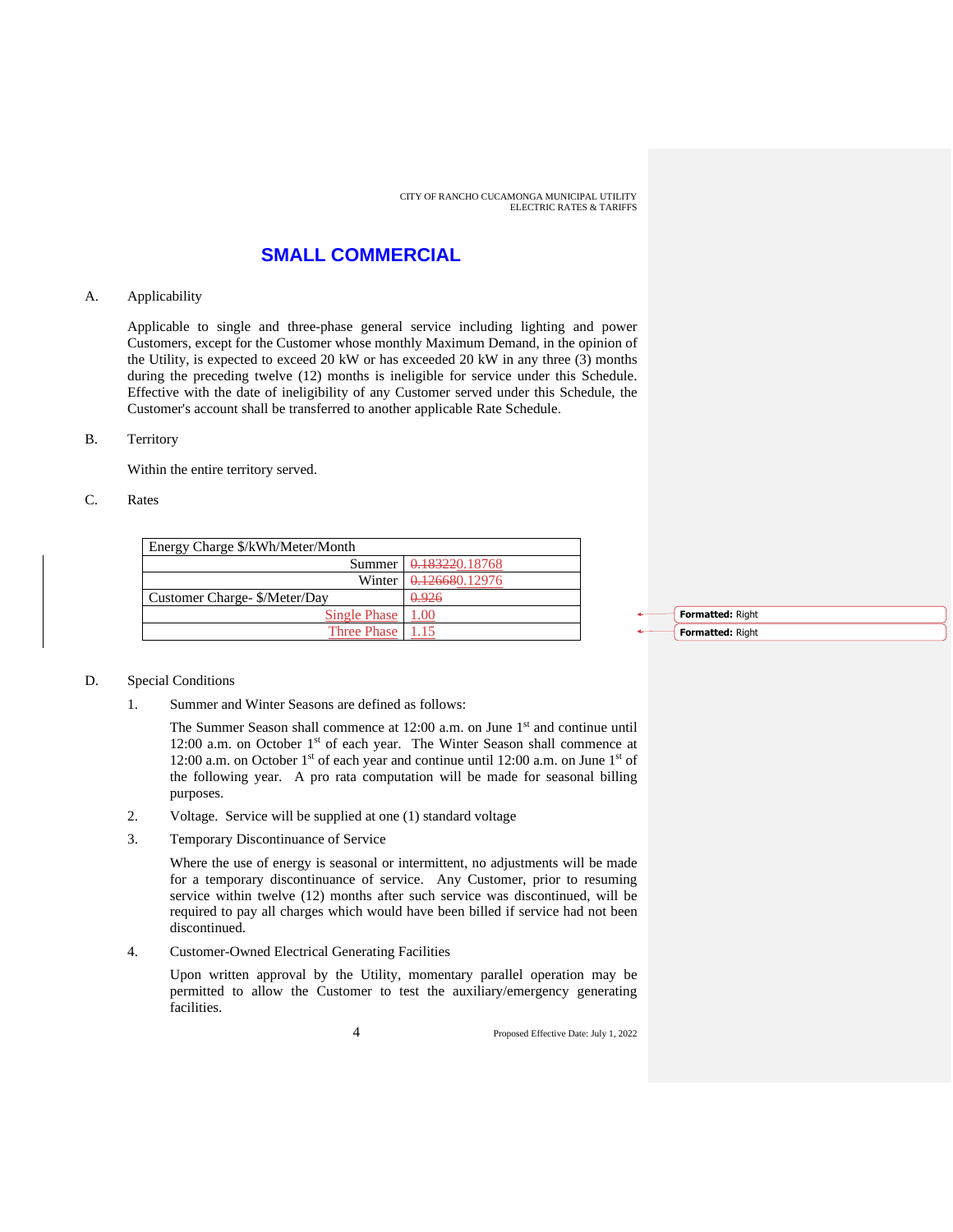# SMALL COMMERCIAL

A. Applicability

Applicable to single and three-phase general service including lighting and power Customers, except for the Customer whose monthly Maximum Demand, in the opinion of the Utility, is expected to exceed 20 kW or has exceeded 20 kW in any three (3) months during the preceding twelve (12) months is ineligible for service under this Schedule. Effective with the date of ineligibility of any Customer served under this Schedule, the Customer's account shall be transferred to another applicable Rate Schedule.

B. Territory

Within the entire territory served.

C. Rates

| Energy Charge $/kWh/Meter/Month | |
|---|---|
| Summer | ~~0.18322~~0.18768 |
| Winter | ~~0.12668~~0.12976 |
| Customer Charge- $/Meter/Day | ~~0.926~~ |
| Single Phase | 1.00 |
| Three Phase | 1.15 |

D. Special Conditions

1. Summer and Winter Seasons are defined as follows:

   The Summer Season shall commence at 12:00 a.m. on June 1st and continue until 12:00 a.m. on October 1st of each year. The Winter Season shall commence at 12:00 a.m. on October 1st of each year and continue until 12:00 a.m. on June 1st of the following year. A pro rata computation will be made for seasonal billing purposes.

2. Voltage. Service will be supplied at one (1) standard voltage

3. Temporary Discontinuance of Service

   Where the use of energy is seasonal or intermittent, no adjustments will be made for a temporary discontinuance of service. Any Customer, prior to resuming service within twelve (12) months after such service was discontinued, will be required to pay all charges which would have been billed if service had not been discontinued.

4. Customer-Owned Electrical Generating Facilities

   Upon written approval by the Utility, momentary parallel operation may be permitted to allow the Customer to test the auxiliary/emergency generating facilities.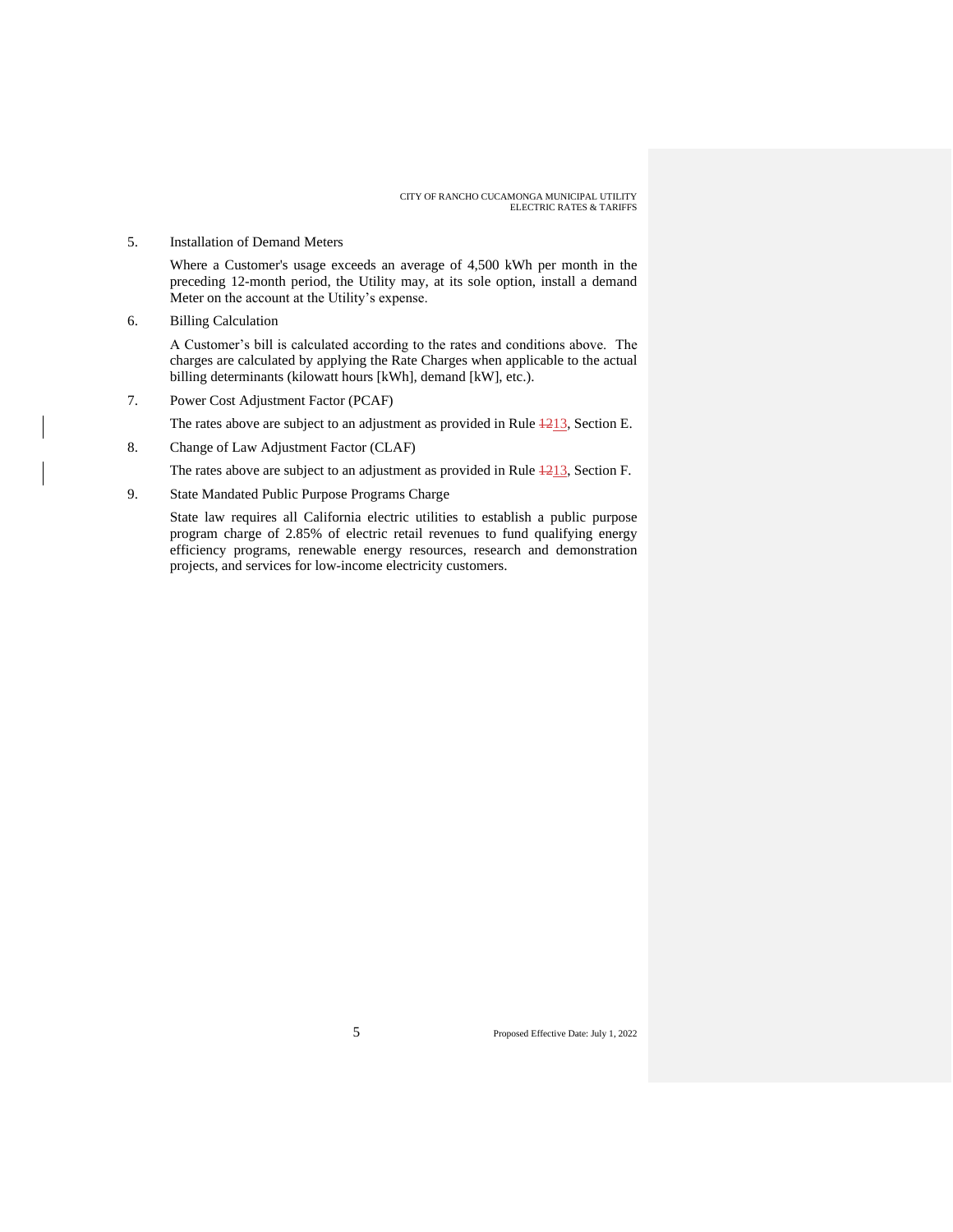5. Installation of Demand Meters

   Where a Customer's usage exceeds an average of 4,500 kWh per month in the preceding 12-month period, the Utility may, at its sole option, install a demand Meter on the account at the Utility's expense.

6. Billing Calculation

   A Customer's bill is calculated according to the rates and conditions above. The charges are calculated by applying the Rate Charges when applicable to the actual billing determinants (kilowatt hours [kWh], demand [kW], etc.).

7. Power Cost Adjustment Factor (PCAF)

   The rates above are subject to an adjustment as provided in Rule ~~12~~13, Section E.

8. Change of Law Adjustment Factor (CLAF)

   The rates above are subject to an adjustment as provided in Rule ~~12~~13, Section F.

9. State Mandated Public Purpose Programs Charge

   State law requires all California electric utilities to establish a public purpose program charge of 2.85% of electric retail revenues to fund qualifying energy efficiency programs, renewable energy resources, research and demonstration projects, and services for low-income electricity customers.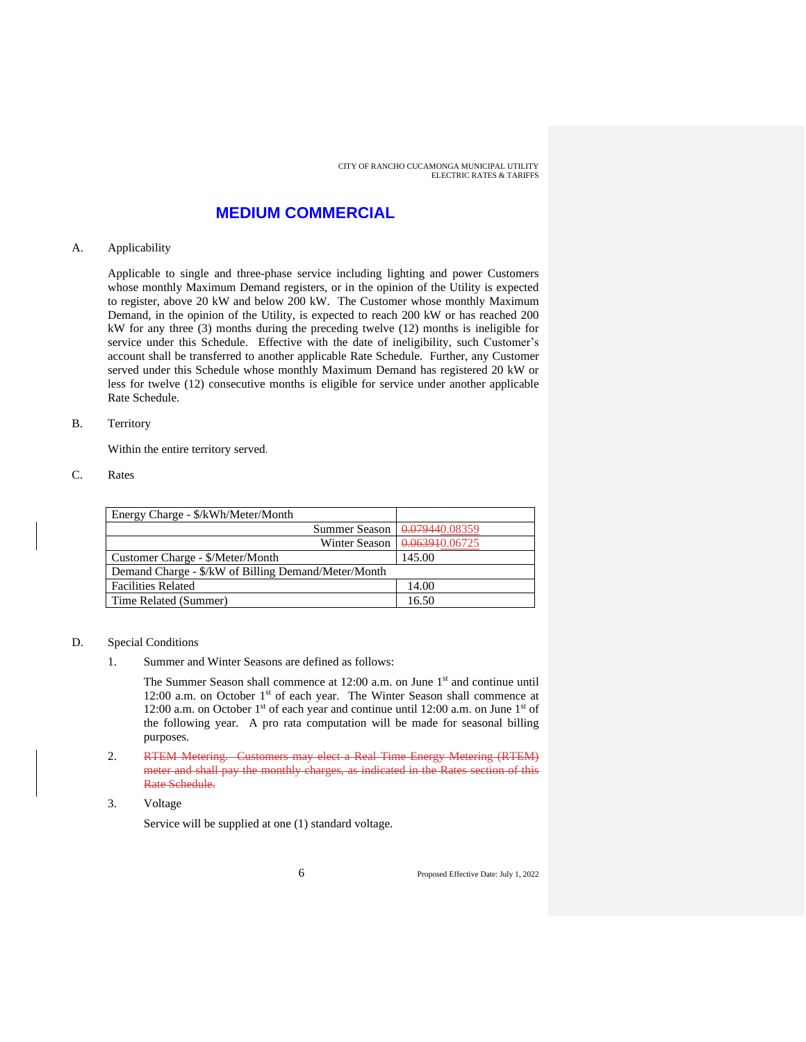# MEDIUM COMMERCIAL

A. Applicability

Applicable to single and three-phase service including lighting and power Customers whose monthly Maximum Demand registers, or in the opinion of the Utility is expected to register, above 20 kW and below 200 kW. The Customer whose monthly Maximum Demand, in the opinion of the Utility, is expected to reach 200 kW or has reached 200 kW for any three (3) months during the preceding twelve (12) months is ineligible for service under this Schedule. Effective with the date of ineligibility, such Customer's account shall be transferred to another applicable Rate Schedule. Further, any Customer served under this Schedule whose monthly Maximum Demand has registered 20 kW or less for twelve (12) consecutive months is eligible for service under another applicable Rate Schedule.

B. Territory

Within the entire territory served.

C. Rates

| Energy Charge - $/kWh/Meter/Month | |
|---|---|
| Summer Season | ~~0.07944~~0.08359 |
| Winter Season | ~~0.06391~~0.06725 |
| Customer Charge - $/Meter/Month | 145.00 |
| Demand Charge - $/kW of Billing Demand/Meter/Month | |
| Facilities Related | 14.00 |
| Time Related (Summer) | 16.50 |

D. Special Conditions

1. Summer and Winter Seasons are defined as follows:

   The Summer Season shall commence at 12:00 a.m. on June 1st and continue until 12:00 a.m. on October 1st of each year. The Winter Season shall commence at 12:00 a.m. on October 1st of each year and continue until 12:00 a.m. on June 1st of the following year. A pro rata computation will be made for seasonal billing purposes.

2. ~~RTEM Metering. Customers may elect a Real Time Energy Metering (RTEM) meter and shall pay the monthly charges, as indicated in the Rates section of this Rate Schedule.~~

3. Voltage

   Service will be supplied at one (1) standard voltage.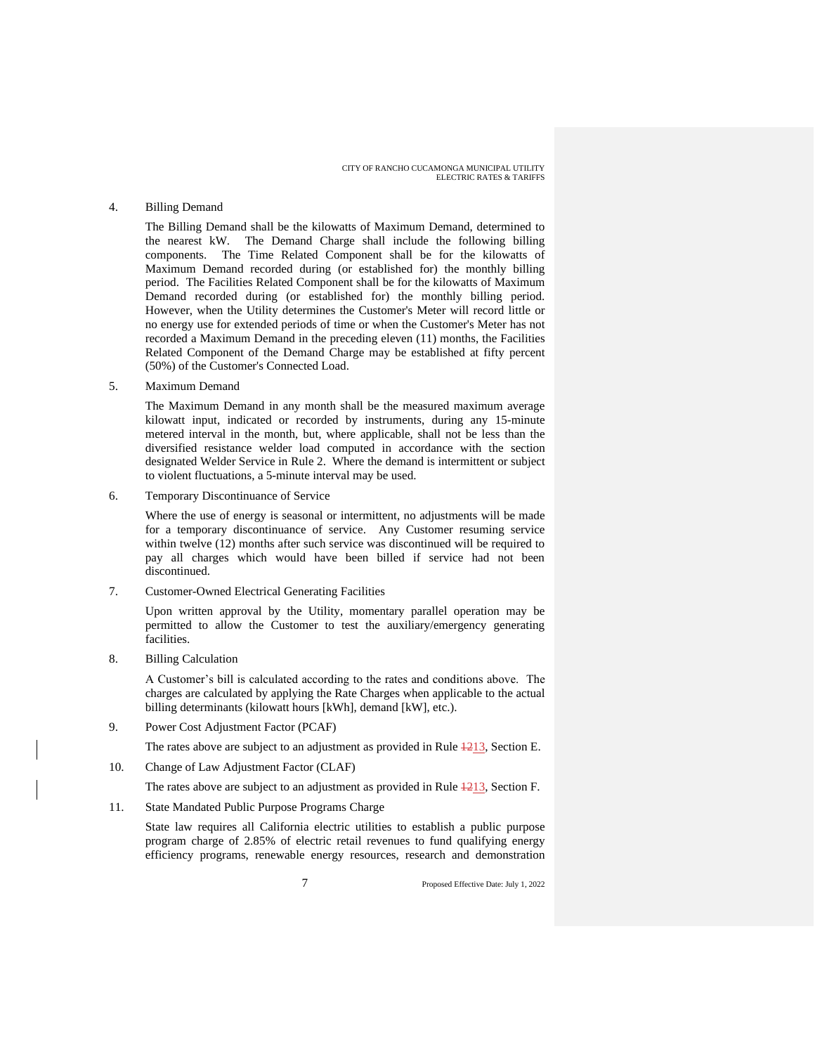4. Billing Demand

   The Billing Demand shall be the kilowatts of Maximum Demand, determined to the nearest kW. The Demand Charge shall include the following billing components. The Time Related Component shall be for the kilowatts of Maximum Demand recorded during (or established for) the monthly billing period. The Facilities Related Component shall be for the kilowatts of Maximum Demand recorded during (or established for) the monthly billing period. However, when the Utility determines the Customer's Meter will record little or no energy use for extended periods of time or when the Customer's Meter has not recorded a Maximum Demand in the preceding eleven (11) months, the Facilities Related Component of the Demand Charge may be established at fifty percent (50%) of the Customer's Connected Load.

5. Maximum Demand

   The Maximum Demand in any month shall be the measured maximum average kilowatt input, indicated or recorded by instruments, during any 15-minute metered interval in the month, but, where applicable, shall not be less than the diversified resistance welder load computed in accordance with the section designated Welder Service in Rule 2. Where the demand is intermittent or subject to violent fluctuations, a 5-minute interval may be used.

6. Temporary Discontinuance of Service

   Where the use of energy is seasonal or intermittent, no adjustments will be made for a temporary discontinuance of service. Any Customer resuming service within twelve (12) months after such service was discontinued will be required to pay all charges which would have been billed if service had not been discontinued.

7. Customer-Owned Electrical Generating Facilities

   Upon written approval by the Utility, momentary parallel operation may be permitted to allow the Customer to test the auxiliary/emergency generating facilities.

8. Billing Calculation

   A Customer's bill is calculated according to the rates and conditions above. The charges are calculated by applying the Rate Charges when applicable to the actual billing determinants (kilowatt hours [kWh], demand [kW], etc.).

9. Power Cost Adjustment Factor (PCAF)

   The rates above are subject to an adjustment as provided in Rule ~~12~~13, Section E.

10. Change of Law Adjustment Factor (CLAF)

    The rates above are subject to an adjustment as provided in Rule ~~12~~13, Section F.

11. State Mandated Public Purpose Programs Charge

    State law requires all California electric utilities to establish a public purpose program charge of 2.85% of electric retail revenues to fund qualifying energy efficiency programs, renewable energy resources, research and demonstration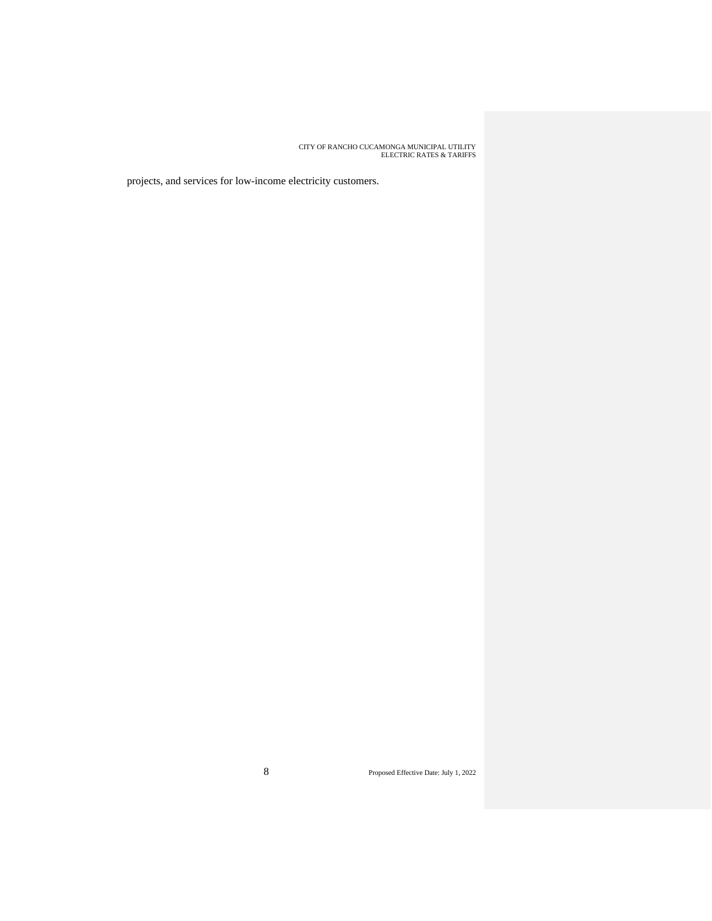projects, and services for low-income electricity customers.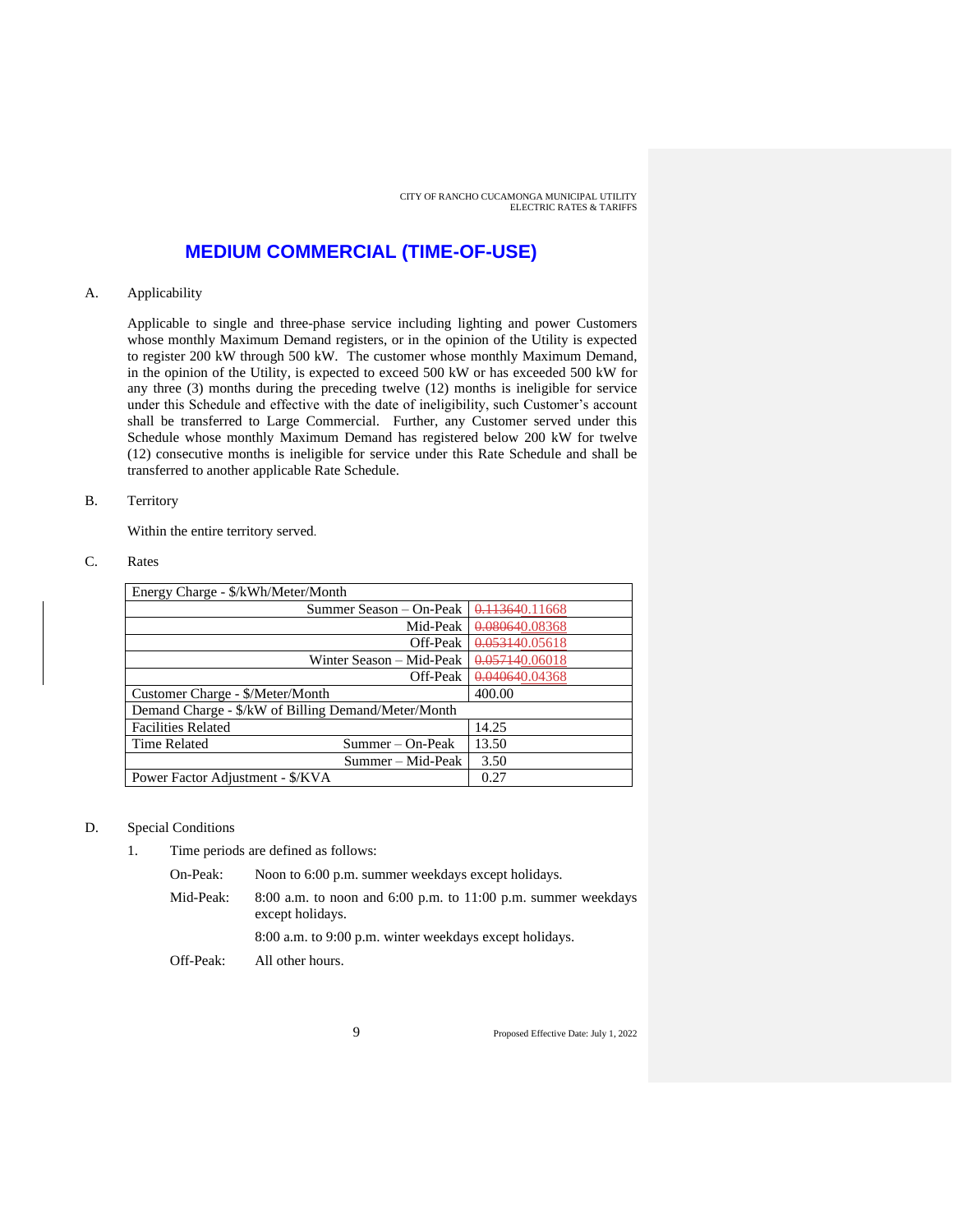# MEDIUM COMMERCIAL (TIME-OF-USE)

A. Applicability

Applicable to single and three-phase service including lighting and power Customers whose monthly Maximum Demand registers, or in the opinion of the Utility is expected to register 200 kW through 500 kW. The customer whose monthly Maximum Demand, in the opinion of the Utility, is expected to exceed 500 kW or has exceeded 500 kW for any three (3) months during the preceding twelve (12) months is ineligible for service under this Schedule and effective with the date of ineligibility, such Customer's account shall be transferred to Large Commercial. Further, any Customer served under this Schedule whose monthly Maximum Demand has registered below 200 kW for twelve (12) consecutive months is ineligible for service under this Rate Schedule and shall be transferred to another applicable Rate Schedule.

B. Territory

Within the entire territory served.

C. Rates

| Energy Charge - $/kWh/Meter/Month | | |
|---|---|---|
| | Summer Season – On-Peak | ~~0.11364~~0.11668 |
| | Mid-Peak | ~~0.08064~~0.08368 |
| | Off-Peak | ~~0.05314~~0.05618 |
| | Winter Season – Mid-Peak | ~~0.05714~~0.06018 |
| | Off-Peak | ~~0.04064~~0.04368 |
| Customer Charge - $/Meter/Month | | 400.00 |
| Demand Charge - $/kW of Billing Demand/Meter/Month | | |
| Facilities Related | | 14.25 |
| Time Related | Summer – On-Peak | 13.50 |
| | Summer – Mid-Peak | 3.50 |
| Power Factor Adjustment - $/KVA | | 0.27 |

D. Special Conditions

1. Time periods are defined as follows:

   On-Peak: Noon to 6:00 p.m. summer weekdays except holidays.

   Mid-Peak: 8:00 a.m. to noon and 6:00 p.m. to 11:00 p.m. summer weekdays except holidays.

   8:00 a.m. to 9:00 p.m. winter weekdays except holidays.

   Off-Peak: All other hours.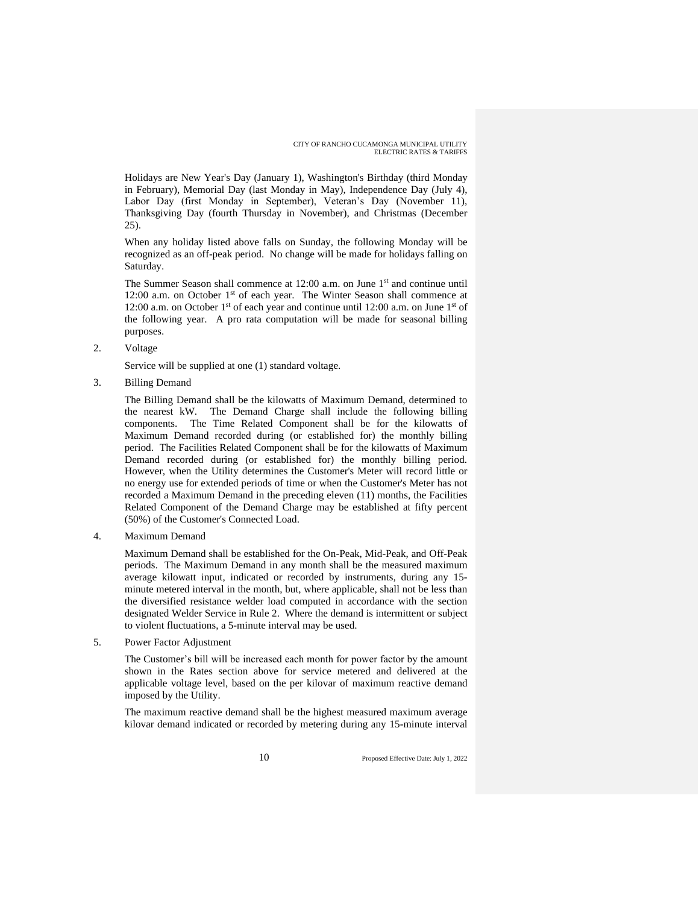Holidays are New Year's Day (January 1), Washington's Birthday (third Monday in February), Memorial Day (last Monday in May), Independence Day (July 4), Labor Day (first Monday in September), Veteran's Day (November 11), Thanksgiving Day (fourth Thursday in November), and Christmas (December 25).

When any holiday listed above falls on Sunday, the following Monday will be recognized as an off-peak period. No change will be made for holidays falling on Saturday.

The Summer Season shall commence at 12:00 a.m. on June 1st and continue until 12:00 a.m. on October 1st of each year. The Winter Season shall commence at 12:00 a.m. on October 1st of each year and continue until 12:00 a.m. on June 1st of the following year. A pro rata computation will be made for seasonal billing purposes.

2. Voltage

   Service will be supplied at one (1) standard voltage.

3. Billing Demand

   The Billing Demand shall be the kilowatts of Maximum Demand, determined to the nearest kW. The Demand Charge shall include the following billing components. The Time Related Component shall be for the kilowatts of Maximum Demand recorded during (or established for) the monthly billing period. The Facilities Related Component shall be for the kilowatts of Maximum Demand recorded during (or established for) the monthly billing period. However, when the Utility determines the Customer's Meter will record little or no energy use for extended periods of time or when the Customer's Meter has not recorded a Maximum Demand in the preceding eleven (11) months, the Facilities Related Component of the Demand Charge may be established at fifty percent (50%) of the Customer's Connected Load.

4. Maximum Demand

   Maximum Demand shall be established for the On-Peak, Mid-Peak, and Off-Peak periods. The Maximum Demand in any month shall be the measured maximum average kilowatt input, indicated or recorded by instruments, during any 15-minute metered interval in the month, but, where applicable, shall not be less than the diversified resistance welder load computed in accordance with the section designated Welder Service in Rule 2. Where the demand is intermittent or subject to violent fluctuations, a 5-minute interval may be used.

5. Power Factor Adjustment

   The Customer's bill will be increased each month for power factor by the amount shown in the Rates section above for service metered and delivered at the applicable voltage level, based on the per kilovar of maximum reactive demand imposed by the Utility.

   The maximum reactive demand shall be the highest measured maximum average kilovar demand indicated or recorded by metering during any 15-minute interval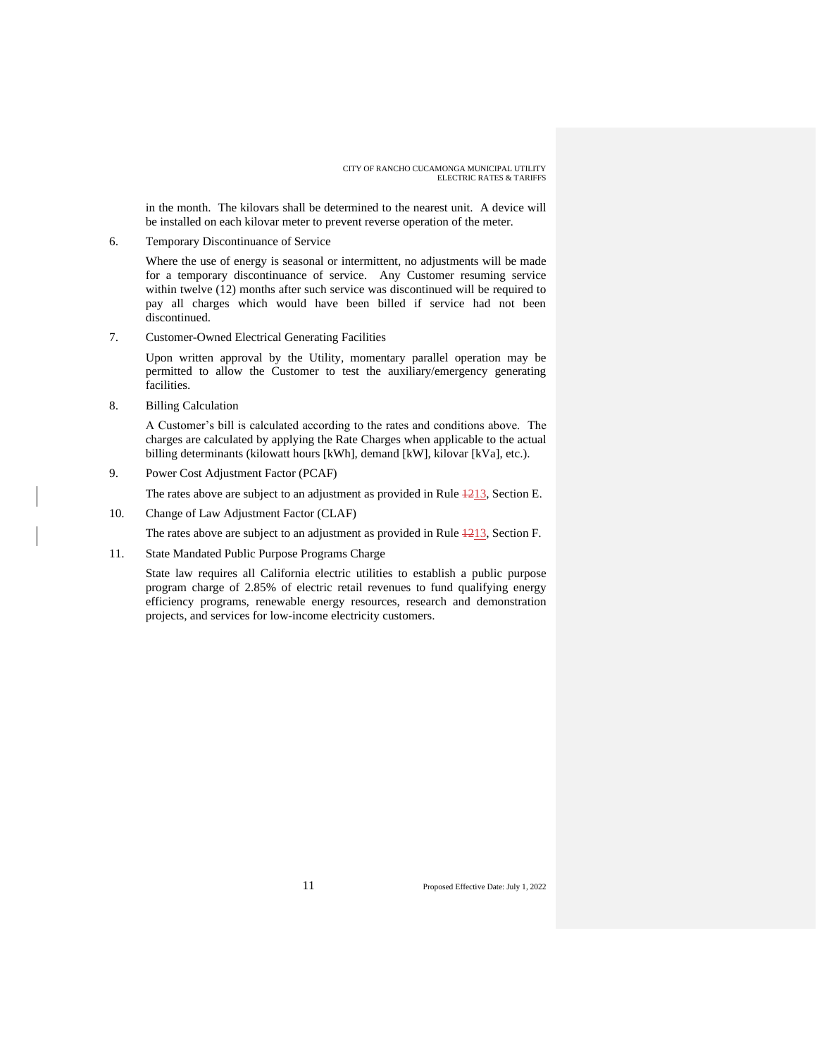in the month. The kilovars shall be determined to the nearest unit. A device will be installed on each kilovar meter to prevent reverse operation of the meter.

6. Temporary Discontinuance of Service

   Where the use of energy is seasonal or intermittent, no adjustments will be made for a temporary discontinuance of service. Any Customer resuming service within twelve (12) months after such service was discontinued will be required to pay all charges which would have been billed if service had not been discontinued.

7. Customer-Owned Electrical Generating Facilities

   Upon written approval by the Utility, momentary parallel operation may be permitted to allow the Customer to test the auxiliary/emergency generating facilities.

8. Billing Calculation

   A Customer's bill is calculated according to the rates and conditions above. The charges are calculated by applying the Rate Charges when applicable to the actual billing determinants (kilowatt hours [kWh], demand [kW], kilovar [kVa], etc.).

9. Power Cost Adjustment Factor (PCAF)

   The rates above are subject to an adjustment as provided in Rule ~~12~~13, Section E.

10. Change of Law Adjustment Factor (CLAF)

    The rates above are subject to an adjustment as provided in Rule ~~12~~13, Section F.

11. State Mandated Public Purpose Programs Charge

    State law requires all California electric utilities to establish a public purpose program charge of 2.85% of electric retail revenues to fund qualifying energy efficiency programs, renewable energy resources, research and demonstration projects, and services for low-income electricity customers.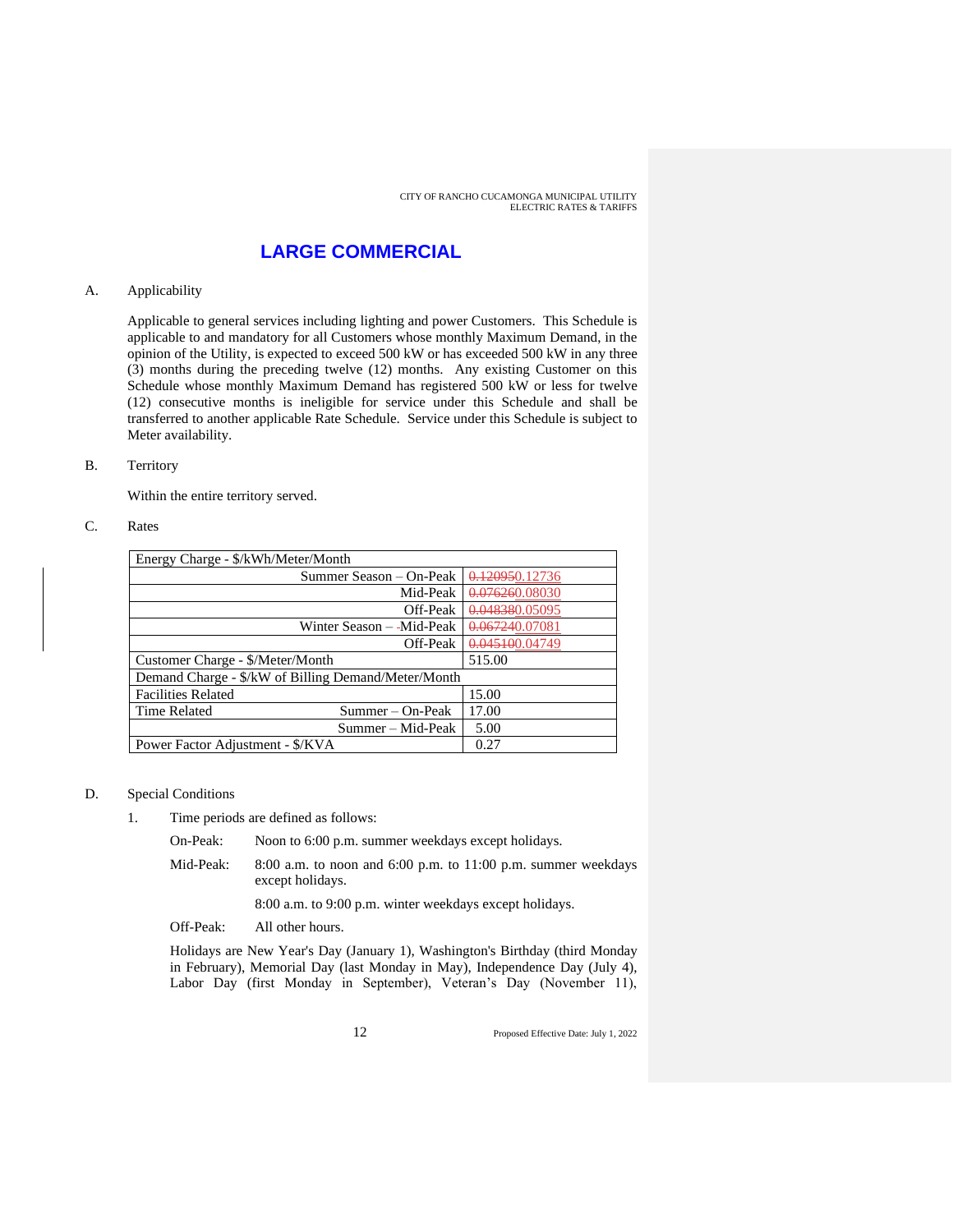# LARGE COMMERCIAL

A. Applicability

Applicable to general services including lighting and power Customers. This Schedule is applicable to and mandatory for all Customers whose monthly Maximum Demand, in the opinion of the Utility, is expected to exceed 500 kW or has exceeded 500 kW in any three (3) months during the preceding twelve (12) months. Any existing Customer on this Schedule whose monthly Maximum Demand has registered 500 kW or less for twelve (12) consecutive months is ineligible for service under this Schedule and shall be transferred to another applicable Rate Schedule. Service under this Schedule is subject to Meter availability.

B. Territory

Within the entire territory served.

C. Rates

| Energy Charge - $/kWh/Meter/Month | | |
|---|---|---|
| | Summer Season – On-Peak | ~~0.12095~~0.12736 |
| | Mid-Peak | ~~0.07626~~0.08030 |
| | Off-Peak | ~~0.04838~~0.05095 |
| | Winter Season – Mid-Peak | ~~0.06724~~0.07081 |
| | Off-Peak | ~~0.04510~~0.04749 |
| Customer Charge - $/Meter/Month | | 515.00 |
| Demand Charge - $/kW of Billing Demand/Meter/Month | | |
| Facilities Related | | 15.00 |
| Time Related | Summer – On-Peak | 17.00 |
| | Summer – Mid-Peak | 5.00 |
| Power Factor Adjustment - $/KVA | | 0.27 |

D. Special Conditions

1. Time periods are defined as follows:

   On-Peak: Noon to 6:00 p.m. summer weekdays except holidays.

   Mid-Peak: 8:00 a.m. to noon and 6:00 p.m. to 11:00 p.m. summer weekdays except holidays.

   8:00 a.m. to 9:00 p.m. winter weekdays except holidays.

   Off-Peak: All other hours.

   Holidays are New Year's Day (January 1), Washington's Birthday (third Monday in February), Memorial Day (last Monday in May), Independence Day (July 4), Labor Day (first Monday in September), Veteran's Day (November 11),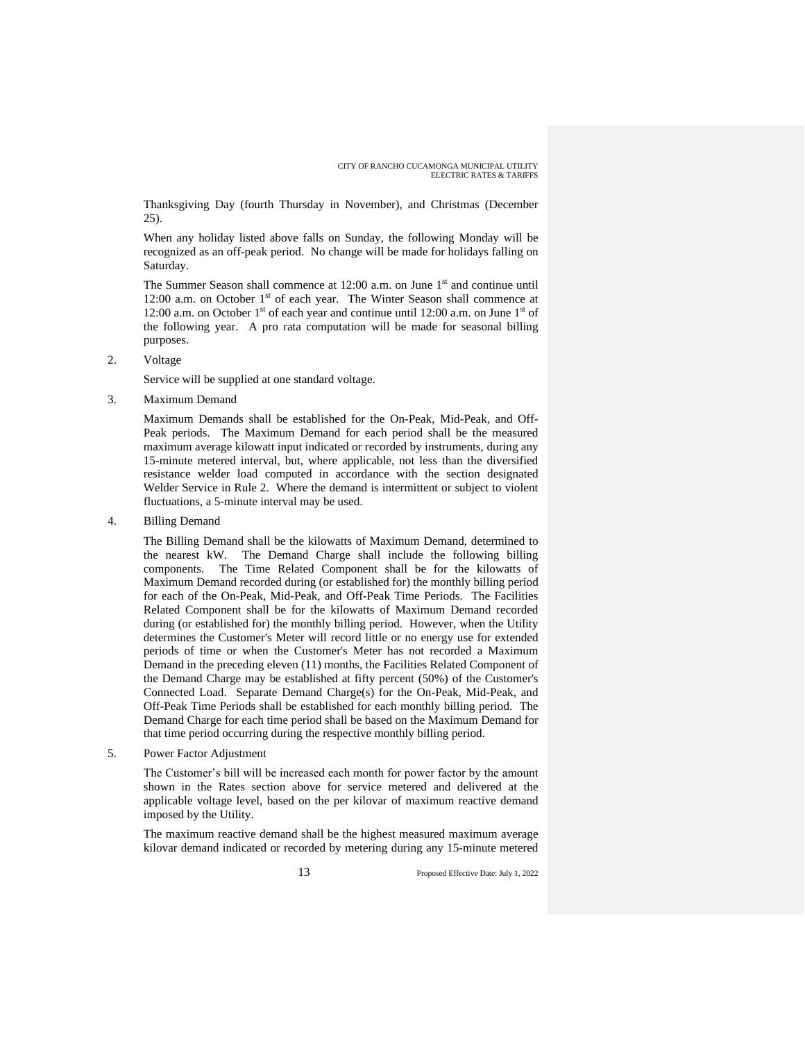Thanksgiving Day (fourth Thursday in November), and Christmas (December 25).

When any holiday listed above falls on Sunday, the following Monday will be recognized as an off-peak period. No change will be made for holidays falling on Saturday.

The Summer Season shall commence at 12:00 a.m. on June 1st and continue until 12:00 a.m. on October 1st of each year. The Winter Season shall commence at 12:00 a.m. on October 1st of each year and continue until 12:00 a.m. on June 1st of the following year. A pro rata computation will be made for seasonal billing purposes.

2. Voltage

   Service will be supplied at one standard voltage.

3. Maximum Demand

   Maximum Demands shall be established for the On-Peak, Mid-Peak, and Off-Peak periods. The Maximum Demand for each period shall be the measured maximum average kilowatt input indicated or recorded by instruments, during any 15-minute metered interval, but, where applicable, not less than the diversified resistance welder load computed in accordance with the section designated Welder Service in Rule 2. Where the demand is intermittent or subject to violent fluctuations, a 5-minute interval may be used.

4. Billing Demand

   The Billing Demand shall be the kilowatts of Maximum Demand, determined to the nearest kW. The Demand Charge shall include the following billing components. The Time Related Component shall be for the kilowatts of Maximum Demand recorded during (or established for) the monthly billing period for each of the On-Peak, Mid-Peak, and Off-Peak Time Periods. The Facilities Related Component shall be for the kilowatts of Maximum Demand recorded during (or established for) the monthly billing period. However, when the Utility determines the Customer's Meter will record little or no energy use for extended periods of time or when the Customer's Meter has not recorded a Maximum Demand in the preceding eleven (11) months, the Facilities Related Component of the Demand Charge may be established at fifty percent (50%) of the Customer's Connected Load. Separate Demand Charge(s) for the On-Peak, Mid-Peak, and Off-Peak Time Periods shall be established for each monthly billing period. The Demand Charge for each time period shall be based on the Maximum Demand for that time period occurring during the respective monthly billing period.

5. Power Factor Adjustment

   The Customer's bill will be increased each month for power factor by the amount shown in the Rates section above for service metered and delivered at the applicable voltage level, based on the per kilovar of maximum reactive demand imposed by the Utility.

   The maximum reactive demand shall be the highest measured maximum average kilovar demand indicated or recorded by metering during any 15-minute metered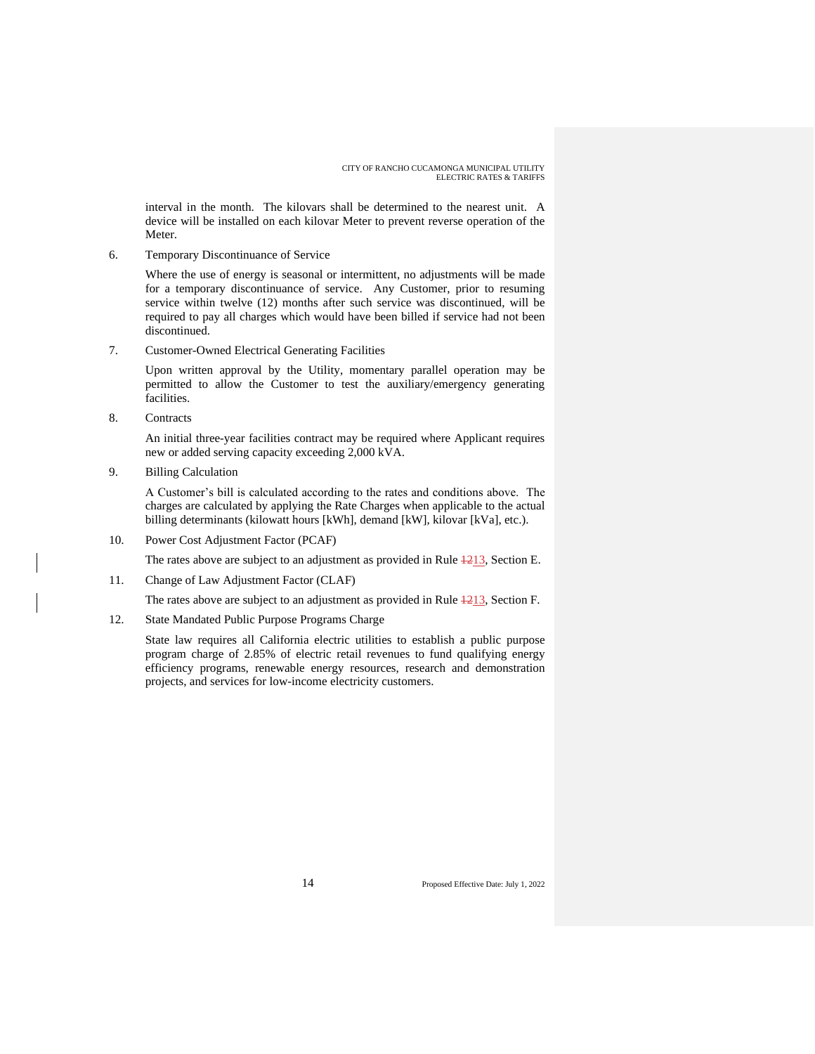interval in the month. The kilovars shall be determined to the nearest unit. A device will be installed on each kilovar Meter to prevent reverse operation of the Meter.

6. Temporary Discontinuance of Service

   Where the use of energy is seasonal or intermittent, no adjustments will be made for a temporary discontinuance of service. Any Customer, prior to resuming service within twelve (12) months after such service was discontinued, will be required to pay all charges which would have been billed if service had not been discontinued.

7. Customer-Owned Electrical Generating Facilities

   Upon written approval by the Utility, momentary parallel operation may be permitted to allow the Customer to test the auxiliary/emergency generating facilities.

8. Contracts

   An initial three-year facilities contract may be required where Applicant requires new or added serving capacity exceeding 2,000 kVA.

9. Billing Calculation

   A Customer's bill is calculated according to the rates and conditions above. The charges are calculated by applying the Rate Charges when applicable to the actual billing determinants (kilowatt hours [kWh], demand [kW], kilovar [kVa], etc.).

10. Power Cost Adjustment Factor (PCAF)

    The rates above are subject to an adjustment as provided in Rule ~~12~~13, Section E.

11. Change of Law Adjustment Factor (CLAF)

    The rates above are subject to an adjustment as provided in Rule ~~12~~13, Section F.

12. State Mandated Public Purpose Programs Charge

    State law requires all California electric utilities to establish a public purpose program charge of 2.85% of electric retail revenues to fund qualifying energy efficiency programs, renewable energy resources, research and demonstration projects, and services for low-income electricity customers.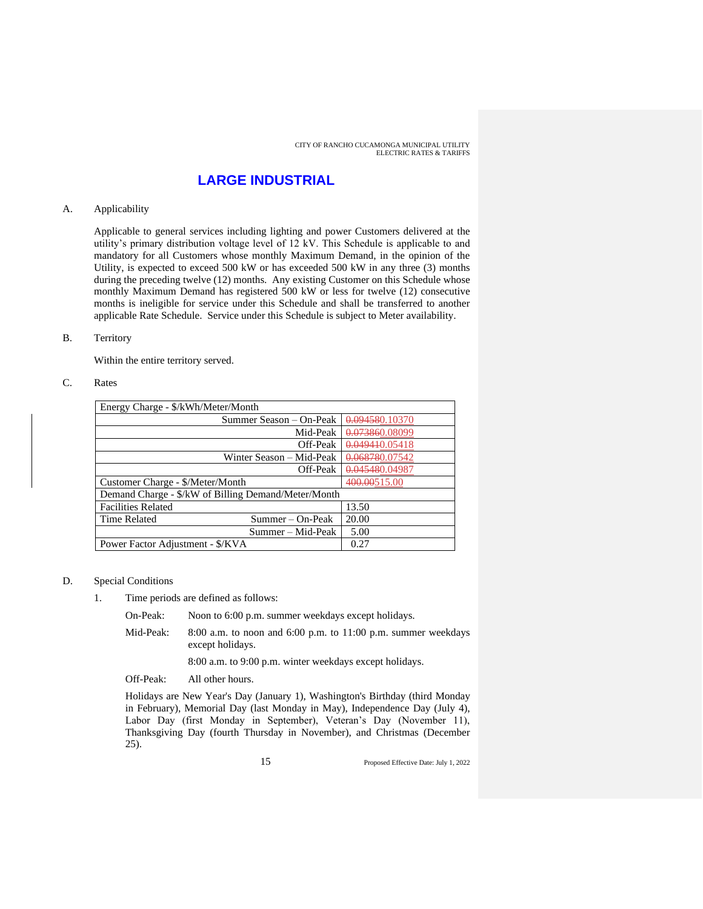# LARGE INDUSTRIAL

A. Applicability

Applicable to general services including lighting and power Customers delivered at the utility's primary distribution voltage level of 12 kV. This Schedule is applicable to and mandatory for all Customers whose monthly Maximum Demand, in the opinion of the Utility, is expected to exceed 500 kW or has exceeded 500 kW in any three (3) months during the preceding twelve (12) months. Any existing Customer on this Schedule whose monthly Maximum Demand has registered 500 kW or less for twelve (12) consecutive months is ineligible for service under this Schedule and shall be transferred to another applicable Rate Schedule. Service under this Schedule is subject to Meter availability.

B. Territory

Within the entire territory served.

C. Rates

| Energy Charge - $/kWh/Meter/Month | |
|---|---|
| Summer Season – On-Peak | ~~0.09458~~0.10370 |
| Mid-Peak | ~~0.07386~~0.08099 |
| Off-Peak | ~~0.04941~~0.05418 |
| Winter Season – Mid-Peak | ~~0.06878~~0.07542 |
| Off-Peak | ~~0.04548~~0.04987 |
| Customer Charge - $/Meter/Month | ~~400.00~~515.00 |
| Demand Charge - $/kW of Billing Demand/Meter/Month | |
| Facilities Related | 13.50 |
| Time Related Summer – On-Peak | 20.00 |
| Summer – Mid-Peak | 5.00 |
| Power Factor Adjustment - $/KVA | 0.27 |

D. Special Conditions

1. Time periods are defined as follows:

   On-Peak: Noon to 6:00 p.m. summer weekdays except holidays.

   Mid-Peak: 8:00 a.m. to noon and 6:00 p.m. to 11:00 p.m. summer weekdays except holidays.

   8:00 a.m. to 9:00 p.m. winter weekdays except holidays.

   Off-Peak: All other hours.

   Holidays are New Year's Day (January 1), Washington's Birthday (third Monday in February), Memorial Day (last Monday in May), Independence Day (July 4), Labor Day (first Monday in September), Veteran's Day (November 11), Thanksgiving Day (fourth Thursday in November), and Christmas (December 25).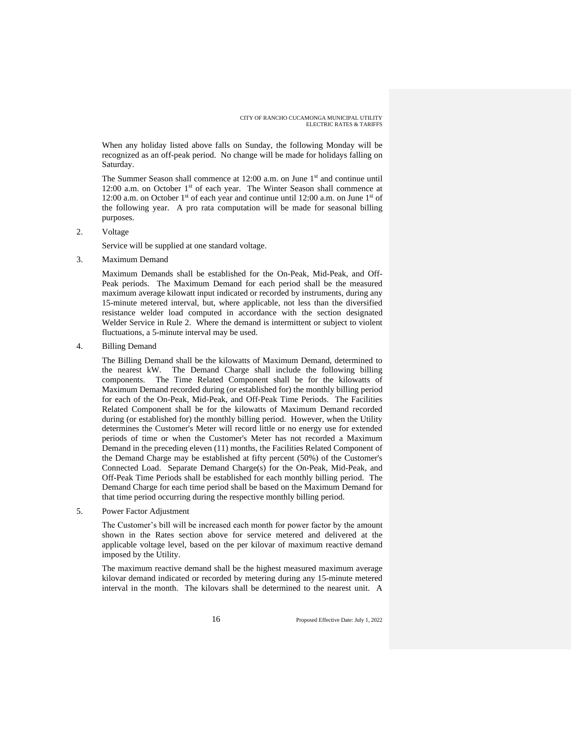When any holiday listed above falls on Sunday, the following Monday will be recognized as an off-peak period. No change will be made for holidays falling on Saturday.

The Summer Season shall commence at 12:00 a.m. on June 1st and continue until 12:00 a.m. on October 1st of each year. The Winter Season shall commence at 12:00 a.m. on October 1st of each year and continue until 12:00 a.m. on June 1st of the following year. A pro rata computation will be made for seasonal billing purposes.

2. Voltage

   Service will be supplied at one standard voltage.

3. Maximum Demand

   Maximum Demands shall be established for the On-Peak, Mid-Peak, and Off-Peak periods. The Maximum Demand for each period shall be the measured maximum average kilowatt input indicated or recorded by instruments, during any 15-minute metered interval, but, where applicable, not less than the diversified resistance welder load computed in accordance with the section designated Welder Service in Rule 2. Where the demand is intermittent or subject to violent fluctuations, a 5-minute interval may be used.

4. Billing Demand

   The Billing Demand shall be the kilowatts of Maximum Demand, determined to the nearest kW. The Demand Charge shall include the following billing components. The Time Related Component shall be for the kilowatts of Maximum Demand recorded during (or established for) the monthly billing period for each of the On-Peak, Mid-Peak, and Off-Peak Time Periods. The Facilities Related Component shall be for the kilowatts of Maximum Demand recorded during (or established for) the monthly billing period. However, when the Utility determines the Customer's Meter will record little or no energy use for extended periods of time or when the Customer's Meter has not recorded a Maximum Demand in the preceding eleven (11) months, the Facilities Related Component of the Demand Charge may be established at fifty percent (50%) of the Customer's Connected Load. Separate Demand Charge(s) for the On-Peak, Mid-Peak, and Off-Peak Time Periods shall be established for each monthly billing period. The Demand Charge for each time period shall be based on the Maximum Demand for that time period occurring during the respective monthly billing period.

5. Power Factor Adjustment

   The Customer's bill will be increased each month for power factor by the amount shown in the Rates section above for service metered and delivered at the applicable voltage level, based on the per kilovar of maximum reactive demand imposed by the Utility.

   The maximum reactive demand shall be the highest measured maximum average kilovar demand indicated or recorded by metering during any 15-minute metered interval in the month. The kilovars shall be determined to the nearest unit. A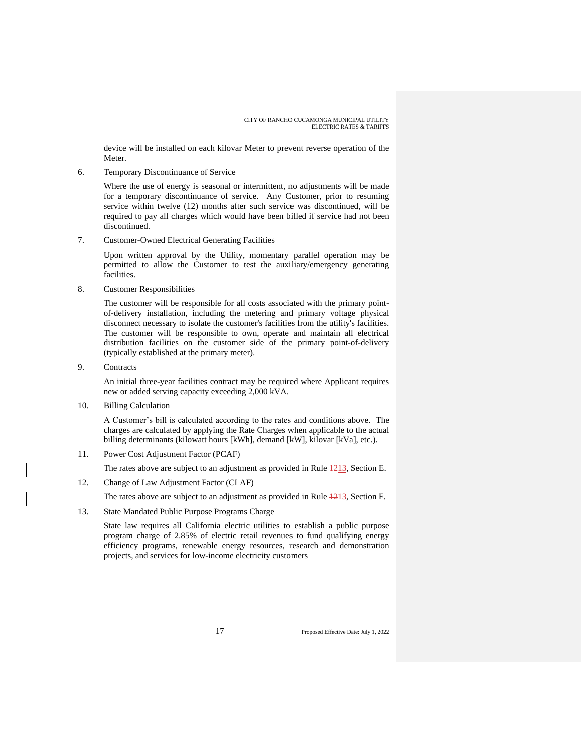device will be installed on each kilovar Meter to prevent reverse operation of the Meter.

6. Temporary Discontinuance of Service

   Where the use of energy is seasonal or intermittent, no adjustments will be made for a temporary discontinuance of service. Any Customer, prior to resuming service within twelve (12) months after such service was discontinued, will be required to pay all charges which would have been billed if service had not been discontinued.

7. Customer-Owned Electrical Generating Facilities

   Upon written approval by the Utility, momentary parallel operation may be permitted to allow the Customer to test the auxiliary/emergency generating facilities.

8. Customer Responsibilities

   The customer will be responsible for all costs associated with the primary point-of-delivery installation, including the metering and primary voltage physical disconnect necessary to isolate the customer's facilities from the utility's facilities. The customer will be responsible to own, operate and maintain all electrical distribution facilities on the customer side of the primary point-of-delivery (typically established at the primary meter).

9. Contracts

   An initial three-year facilities contract may be required where Applicant requires new or added serving capacity exceeding 2,000 kVA.

10. Billing Calculation

    A Customer's bill is calculated according to the rates and conditions above. The charges are calculated by applying the Rate Charges when applicable to the actual billing determinants (kilowatt hours [kWh], demand [kW], kilovar [kVa], etc.).

11. Power Cost Adjustment Factor (PCAF)

    The rates above are subject to an adjustment as provided in Rule ~~12~~13, Section E.

12. Change of Law Adjustment Factor (CLAF)

    The rates above are subject to an adjustment as provided in Rule ~~12~~13, Section F.

13. State Mandated Public Purpose Programs Charge

    State law requires all California electric utilities to establish a public purpose program charge of 2.85% of electric retail revenues to fund qualifying energy efficiency programs, renewable energy resources, research and demonstration projects, and services for low-income electricity customers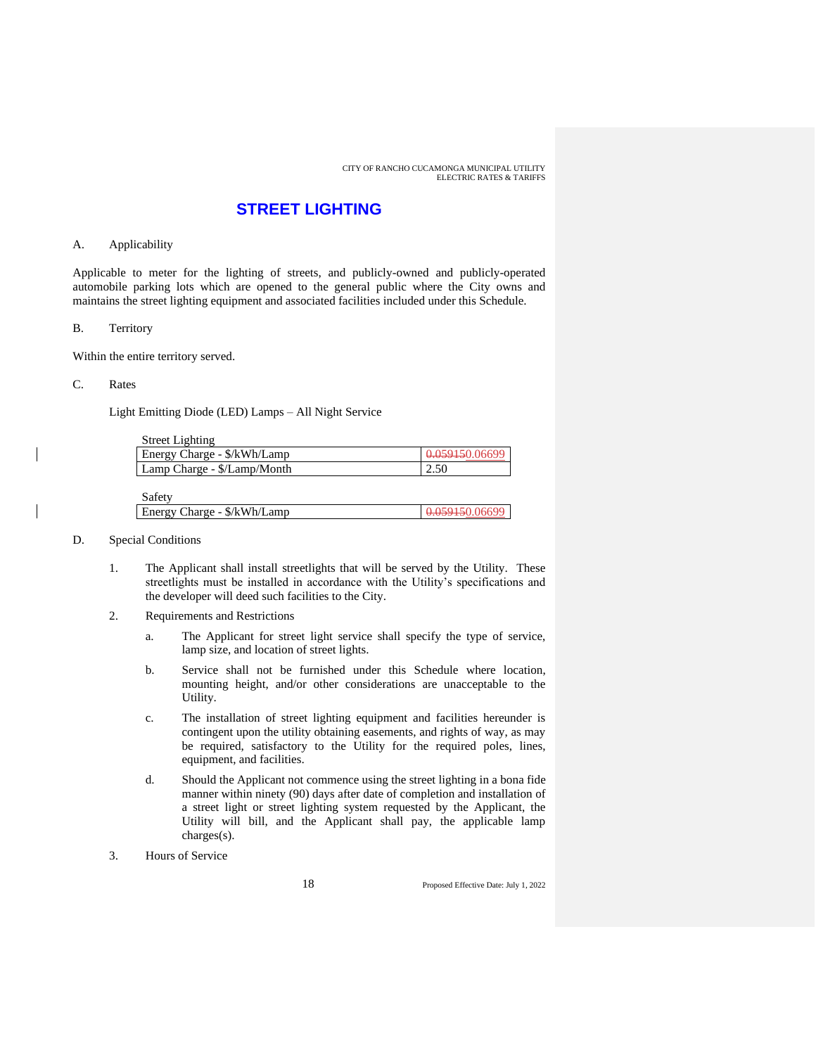# STREET LIGHTING

A. Applicability

Applicable to meter for the lighting of streets, and publicly-owned and publicly-operated automobile parking lots which are opened to the general public where the City owns and maintains the street lighting equipment and associated facilities included under this Schedule.

B. Territory

Within the entire territory served.

C. Rates

Light Emitting Diode (LED) Lamps – All Night Service

Street Lighting

| Energy Charge - $/kWh/Lamp | ~~0.05915~~0.06699 |
|---|---|
| Lamp Charge - $/Lamp/Month | 2.50 |

Safety

| Energy Charge - $/kWh/Lamp | ~~0.05915~~0.06699 |
|---|---|

D. Special Conditions

1. The Applicant shall install streetlights that will be served by the Utility. These streetlights must be installed in accordance with the Utility's specifications and the developer will deed such facilities to the City.

2. Requirements and Restrictions

   a. The Applicant for street light service shall specify the type of service, lamp size, and location of street lights.

   b. Service shall not be furnished under this Schedule where location, mounting height, and/or other considerations are unacceptable to the Utility.

   c. The installation of street lighting equipment and facilities hereunder is contingent upon the utility obtaining easements, and rights of way, as may be required, satisfactory to the Utility for the required poles, lines, equipment, and facilities.

   d. Should the Applicant not commence using the street lighting in a bona fide manner within ninety (90) days after date of completion and installation of a street light or street lighting system requested by the Applicant, the Utility will bill, and the Applicant shall pay, the applicable lamp charges(s).

3. Hours of Service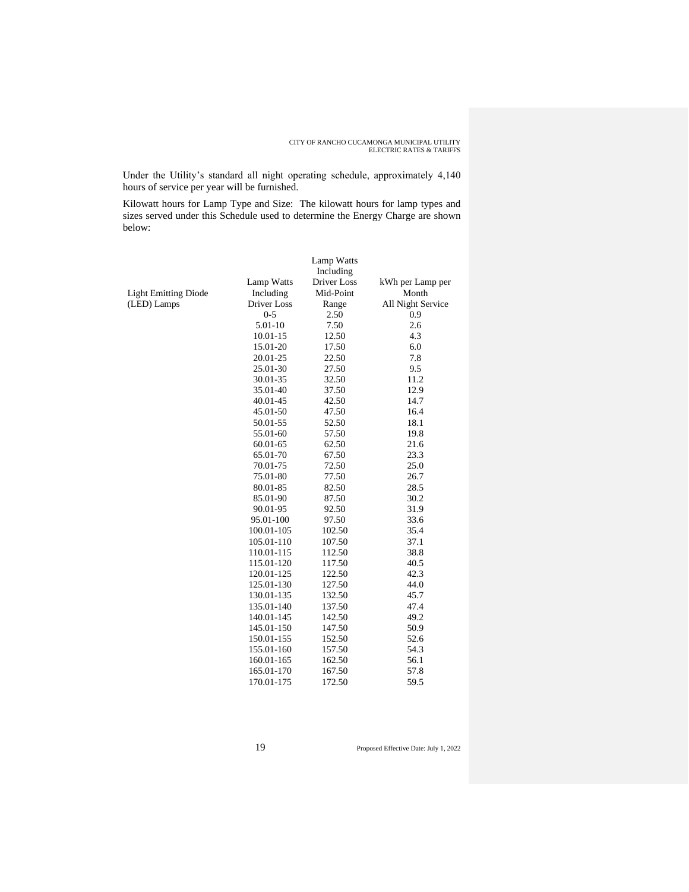Under the Utility's standard all night operating schedule, approximately 4,140 hours of service per year will be furnished.

Kilowatt hours for Lamp Type and Size: The kilowatt hours for lamp types and sizes served under this Schedule used to determine the Energy Charge are shown below:

| Light Emitting Diode (LED) Lamps | Lamp Watts Including Driver Loss | Lamp Watts Including Driver Loss Mid-Point Range | kWh per Lamp per Month All Night Service |
|---|---|---|---|
| | 0-5 | 2.50 | 0.9 |
| | 5.01-10 | 7.50 | 2.6 |
| | 10.01-15 | 12.50 | 4.3 |
| | 15.01-20 | 17.50 | 6.0 |
| | 20.01-25 | 22.50 | 7.8 |
| | 25.01-30 | 27.50 | 9.5 |
| | 30.01-35 | 32.50 | 11.2 |
| | 35.01-40 | 37.50 | 12.9 |
| | 40.01-45 | 42.50 | 14.7 |
| | 45.01-50 | 47.50 | 16.4 |
| | 50.01-55 | 52.50 | 18.1 |
| | 55.01-60 | 57.50 | 19.8 |
| | 60.01-65 | 62.50 | 21.6 |
| | 65.01-70 | 67.50 | 23.3 |
| | 70.01-75 | 72.50 | 25.0 |
| | 75.01-80 | 77.50 | 26.7 |
| | 80.01-85 | 82.50 | 28.5 |
| | 85.01-90 | 87.50 | 30.2 |
| | 90.01-95 | 92.50 | 31.9 |
| | 95.01-100 | 97.50 | 33.6 |
| | 100.01-105 | 102.50 | 35.4 |
| | 105.01-110 | 107.50 | 37.1 |
| | 110.01-115 | 112.50 | 38.8 |
| | 115.01-120 | 117.50 | 40.5 |
| | 120.01-125 | 122.50 | 42.3 |
| | 125.01-130 | 127.50 | 44.0 |
| | 130.01-135 | 132.50 | 45.7 |
| | 135.01-140 | 137.50 | 47.4 |
| | 140.01-145 | 142.50 | 49.2 |
| | 145.01-150 | 147.50 | 50.9 |
| | 150.01-155 | 152.50 | 52.6 |
| | 155.01-160 | 157.50 | 54.3 |
| | 160.01-165 | 162.50 | 56.1 |
| | 165.01-170 | 167.50 | 57.8 |
| | 170.01-175 | 172.50 | 59.5 |

Proposed Effective Date: July 1, 2022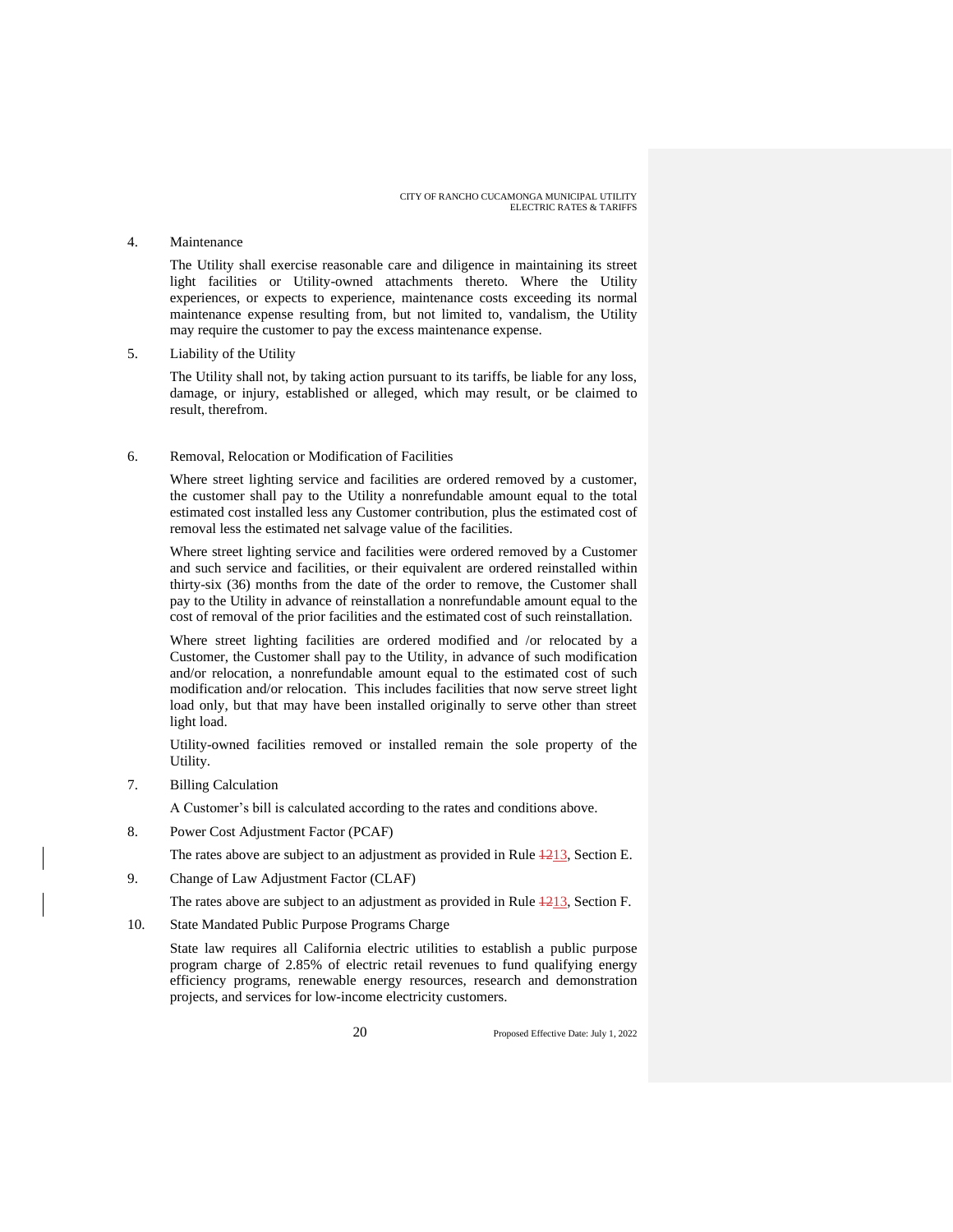4. Maintenance

   The Utility shall exercise reasonable care and diligence in maintaining its street light facilities or Utility-owned attachments thereto. Where the Utility experiences, or expects to experience, maintenance costs exceeding its normal maintenance expense resulting from, but not limited to, vandalism, the Utility may require the customer to pay the excess maintenance expense.

5. Liability of the Utility

   The Utility shall not, by taking action pursuant to its tariffs, be liable for any loss, damage, or injury, established or alleged, which may result, or be claimed to result, therefrom.

6. Removal, Relocation or Modification of Facilities

   Where street lighting service and facilities are ordered removed by a customer, the customer shall pay to the Utility a nonrefundable amount equal to the total estimated cost installed less any Customer contribution, plus the estimated cost of removal less the estimated net salvage value of the facilities.

   Where street lighting service and facilities were ordered removed by a Customer and such service and facilities, or their equivalent are ordered reinstalled within thirty-six (36) months from the date of the order to remove, the Customer shall pay to the Utility in advance of reinstallation a nonrefundable amount equal to the cost of removal of the prior facilities and the estimated cost of such reinstallation.

   Where street lighting facilities are ordered modified and /or relocated by a Customer, the Customer shall pay to the Utility, in advance of such modification and/or relocation, a nonrefundable amount equal to the estimated cost of such modification and/or relocation. This includes facilities that now serve street light load only, but that may have been installed originally to serve other than street light load.

   Utility-owned facilities removed or installed remain the sole property of the Utility.

7. Billing Calculation

   A Customer's bill is calculated according to the rates and conditions above.

8. Power Cost Adjustment Factor (PCAF)

   The rates above are subject to an adjustment as provided in Rule ~~12~~13, Section E.

9. Change of Law Adjustment Factor (CLAF)

   The rates above are subject to an adjustment as provided in Rule ~~12~~13, Section F.

10. State Mandated Public Purpose Programs Charge

    State law requires all California electric utilities to establish a public purpose program charge of 2.85% of electric retail revenues to fund qualifying energy efficiency programs, renewable energy resources, research and demonstration projects, and services for low-income electricity customers.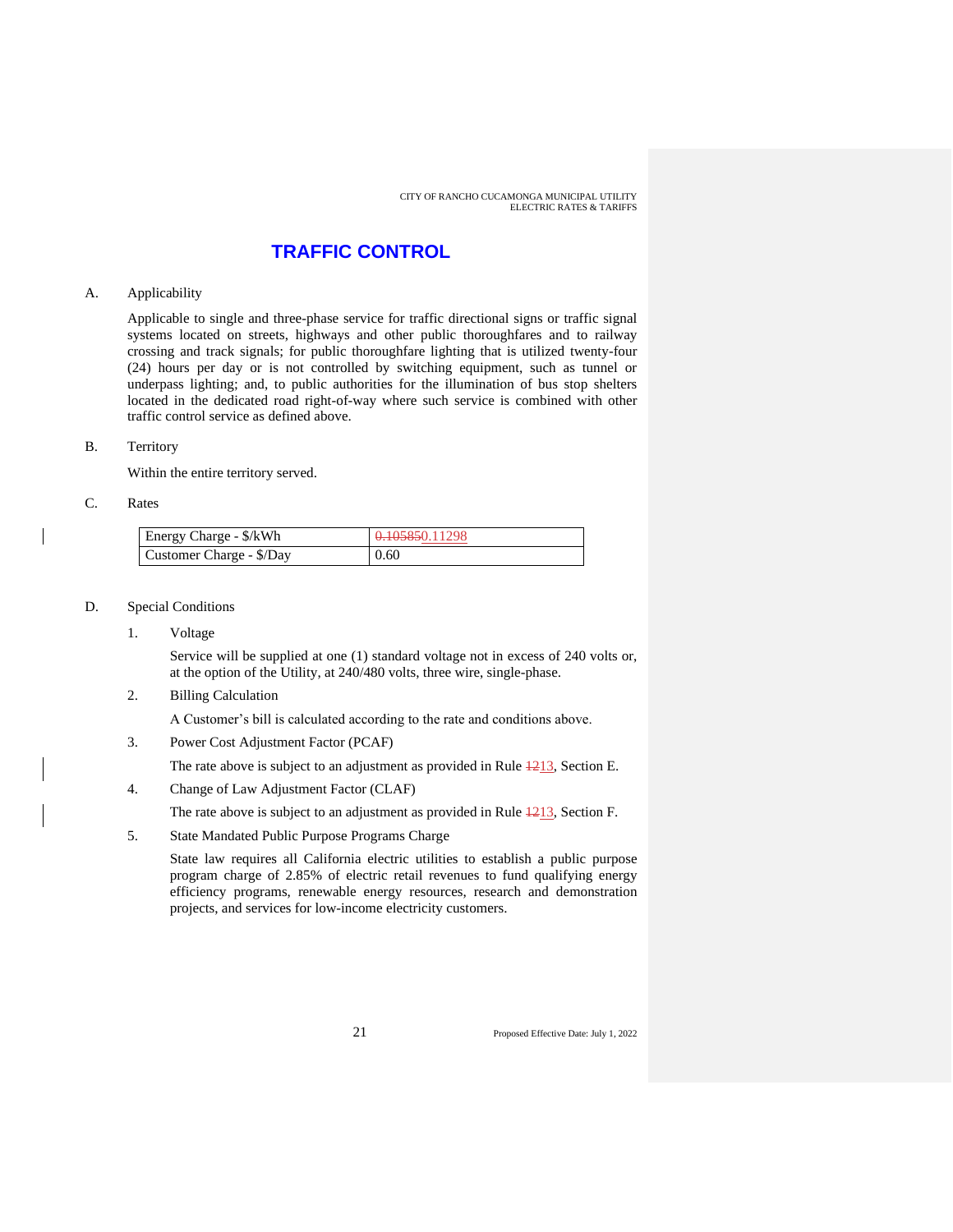# TRAFFIC CONTROL

A. Applicability

Applicable to single and three-phase service for traffic directional signs or traffic signal systems located on streets, highways and other public thoroughfares and to railway crossing and track signals; for public thoroughfare lighting that is utilized twenty-four (24) hours per day or is not controlled by switching equipment, such as tunnel or underpass lighting; and, to public authorities for the illumination of bus stop shelters located in the dedicated road right-of-way where such service is combined with other traffic control service as defined above.

B. Territory

Within the entire territory served.

C. Rates

| Energy Charge - $/kWh | ~~0.105850~~0.11298 |
|---|---|
| Customer Charge - $/Day | 0.60 |

D. Special Conditions

1. Voltage

   Service will be supplied at one (1) standard voltage not in excess of 240 volts or, at the option of the Utility, at 240/480 volts, three wire, single-phase.

2. Billing Calculation

   A Customer's bill is calculated according to the rate and conditions above.

3. Power Cost Adjustment Factor (PCAF)

   The rate above is subject to an adjustment as provided in Rule ~~12~~13, Section E.

4. Change of Law Adjustment Factor (CLAF)

   The rate above is subject to an adjustment as provided in Rule ~~12~~13, Section F.

5. State Mandated Public Purpose Programs Charge

   State law requires all California electric utilities to establish a public purpose program charge of 2.85% of electric retail revenues to fund qualifying energy efficiency programs, renewable energy resources, research and demonstration projects, and services for low-income electricity customers.

Proposed Effective Date: July 1, 2022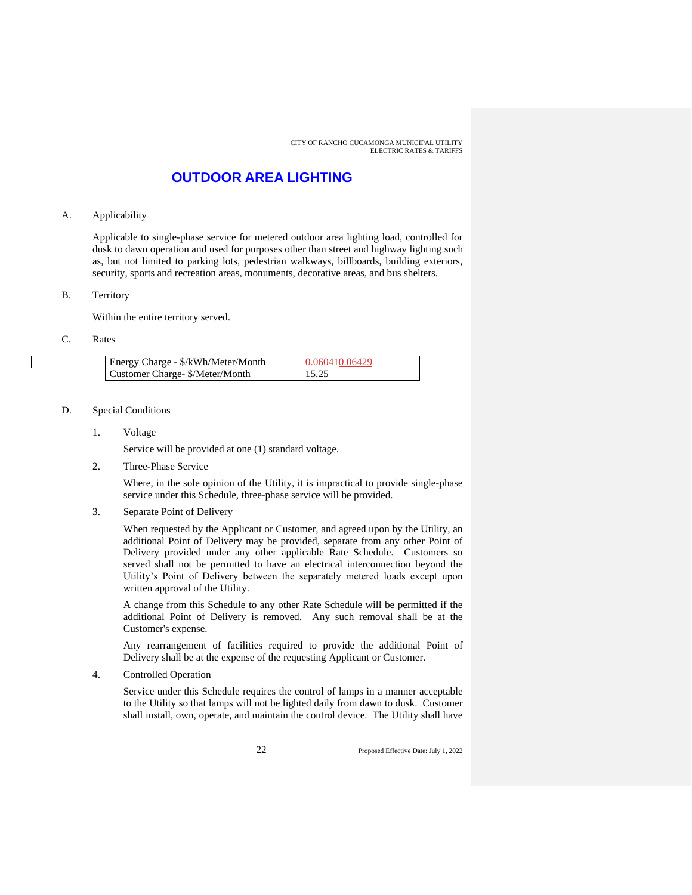# OUTDOOR AREA LIGHTING

A. Applicability

Applicable to single-phase service for metered outdoor area lighting load, controlled for dusk to dawn operation and used for purposes other than street and highway lighting such as, but not limited to parking lots, pedestrian walkways, billboards, building exteriors, security, sports and recreation areas, monuments, decorative areas, and bus shelters.

B. Territory

Within the entire territory served.

C. Rates

| Energy Charge - $/kWh/Meter/Month | ~~0.06041~~0.06429 |
|---|---|
| Customer Charge- $/Meter/Month | 15.25 |

D. Special Conditions

1. Voltage

   Service will be provided at one (1) standard voltage.

2. Three-Phase Service

   Where, in the sole opinion of the Utility, it is impractical to provide single-phase service under this Schedule, three-phase service will be provided.

3. Separate Point of Delivery

   When requested by the Applicant or Customer, and agreed upon by the Utility, an additional Point of Delivery may be provided, separate from any other Point of Delivery provided under any other applicable Rate Schedule. Customers so served shall not be permitted to have an electrical interconnection beyond the Utility's Point of Delivery between the separately metered loads except upon written approval of the Utility.

   A change from this Schedule to any other Rate Schedule will be permitted if the additional Point of Delivery is removed. Any such removal shall be at the Customer's expense.

   Any rearrangement of facilities required to provide the additional Point of Delivery shall be at the expense of the requesting Applicant or Customer.

4. Controlled Operation

   Service under this Schedule requires the control of lamps in a manner acceptable to the Utility so that lamps will not be lighted daily from dawn to dusk. Customer shall install, own, operate, and maintain the control device. The Utility shall have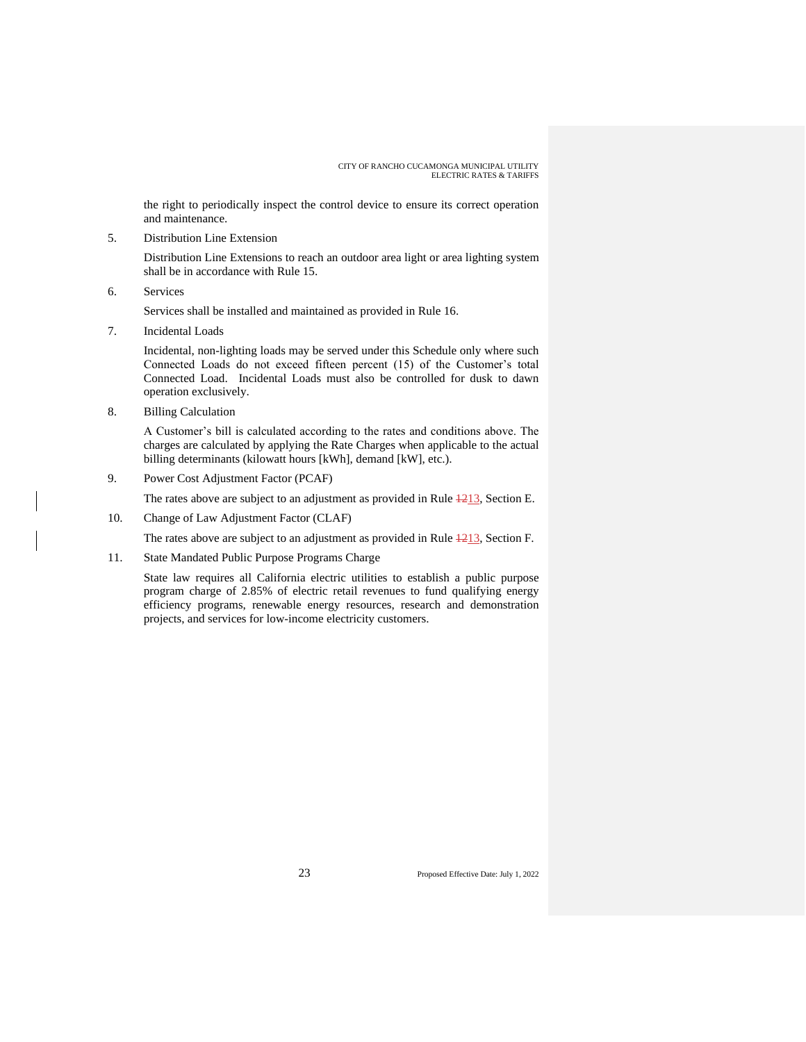the right to periodically inspect the control device to ensure its correct operation and maintenance.

5. Distribution Line Extension

   Distribution Line Extensions to reach an outdoor area light or area lighting system shall be in accordance with Rule 15.

6. Services

   Services shall be installed and maintained as provided in Rule 16.

7. Incidental Loads

   Incidental, non-lighting loads may be served under this Schedule only where such Connected Loads do not exceed fifteen percent (15) of the Customer's total Connected Load. Incidental Loads must also be controlled for dusk to dawn operation exclusively.

8. Billing Calculation

   A Customer's bill is calculated according to the rates and conditions above. The charges are calculated by applying the Rate Charges when applicable to the actual billing determinants (kilowatt hours [kWh], demand [kW], etc.).

9. Power Cost Adjustment Factor (PCAF)

   The rates above are subject to an adjustment as provided in Rule ~~12~~13, Section E.

10. Change of Law Adjustment Factor (CLAF)

    The rates above are subject to an adjustment as provided in Rule ~~12~~13, Section F.

11. State Mandated Public Purpose Programs Charge

    State law requires all California electric utilities to establish a public purpose program charge of 2.85% of electric retail revenues to fund qualifying energy efficiency programs, renewable energy resources, research and demonstration projects, and services for low-income electricity customers.

Proposed Effective Date: July 1, 2022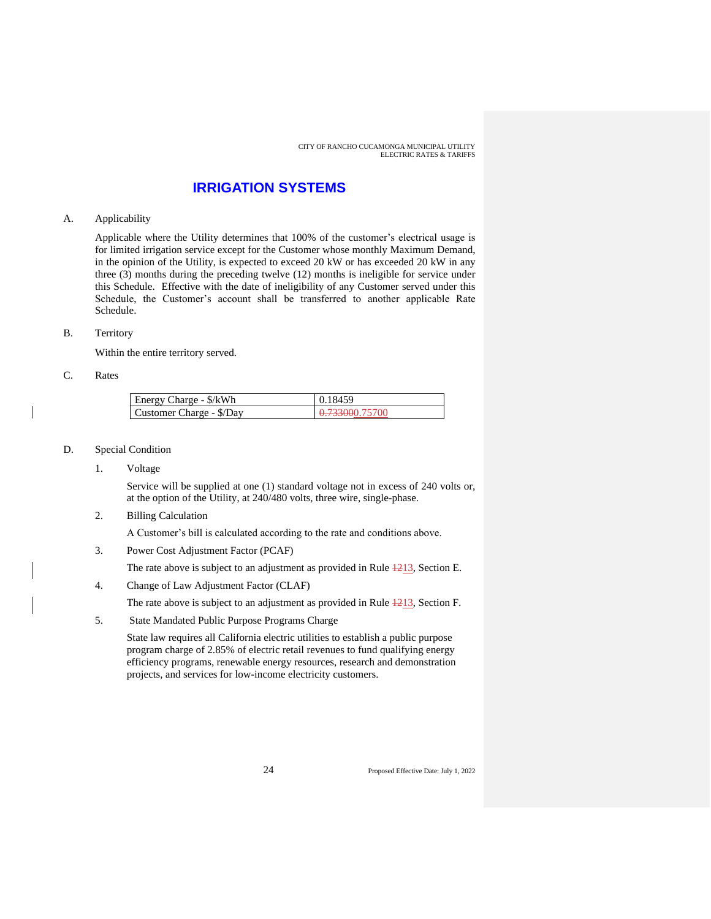# IRRIGATION SYSTEMS

A. Applicability

Applicable where the Utility determines that 100% of the customer's electrical usage is for limited irrigation service except for the Customer whose monthly Maximum Demand, in the opinion of the Utility, is expected to exceed 20 kW or has exceeded 20 kW in any three (3) months during the preceding twelve (12) months is ineligible for service under this Schedule. Effective with the date of ineligibility of any Customer served under this Schedule, the Customer's account shall be transferred to another applicable Rate Schedule.

B. Territory

Within the entire territory served.

C. Rates

| | |
|---|---|
| Energy Charge - $/kWh | 0.18459 |
| Customer Charge - $/Day | ~~0.733000~~0.75700 |

D. Special Condition

1. Voltage

   Service will be supplied at one (1) standard voltage not in excess of 240 volts or, at the option of the Utility, at 240/480 volts, three wire, single-phase.

2. Billing Calculation

   A Customer's bill is calculated according to the rate and conditions above.

3. Power Cost Adjustment Factor (PCAF)

   The rate above is subject to an adjustment as provided in Rule ~~12~~13, Section E.

4. Change of Law Adjustment Factor (CLAF)

   The rate above is subject to an adjustment as provided in Rule ~~12~~13, Section F.

5. State Mandated Public Purpose Programs Charge

   State law requires all California electric utilities to establish a public purpose program charge of 2.85% of electric retail revenues to fund qualifying energy efficiency programs, renewable energy resources, research and demonstration projects, and services for low-income electricity customers.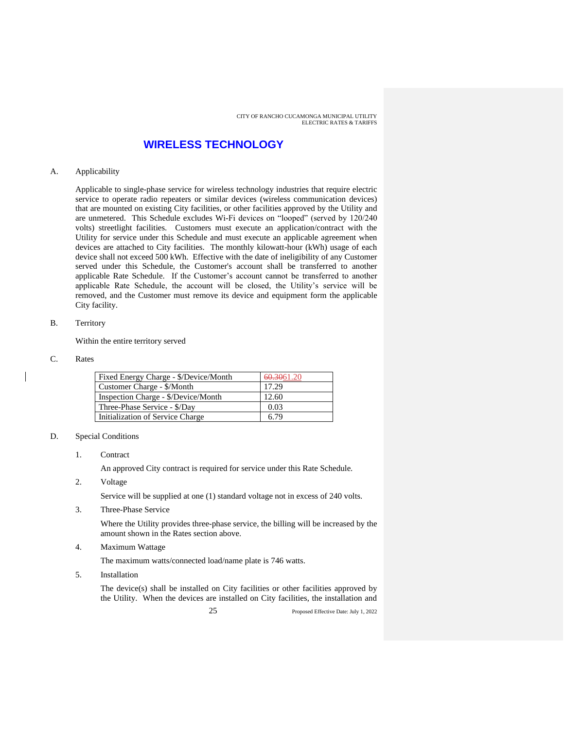# WIRELESS TECHNOLOGY

A. Applicability

Applicable to single-phase service for wireless technology industries that require electric service to operate radio repeaters or similar devices (wireless communication devices) that are mounted on existing City facilities, or other facilities approved by the Utility and are unmetered. This Schedule excludes Wi-Fi devices on "looped" (served by 120/240 volts) streetlight facilities. Customers must execute an application/contract with the Utility for service under this Schedule and must execute an applicable agreement when devices are attached to City facilities. The monthly kilowatt-hour (kWh) usage of each device shall not exceed 500 kWh. Effective with the date of ineligibility of any Customer served under this Schedule, the Customer's account shall be transferred to another applicable Rate Schedule. If the Customer's account cannot be transferred to another applicable Rate Schedule, the account will be closed, the Utility's service will be removed, and the Customer must remove its device and equipment form the applicable City facility.

B. Territory

Within the entire territory served

C. Rates

| | |
|---|---|
| Fixed Energy Charge - $/Device/Month | ~~60.30~~61.20 |
| Customer Charge - $/Month | 17.29 |
| Inspection Charge - $/Device/Month | 12.60 |
| Three-Phase Service - $/Day | 0.03 |
| Initialization of Service Charge | 6.79 |

D. Special Conditions

1. Contract

   An approved City contract is required for service under this Rate Schedule.

2. Voltage

   Service will be supplied at one (1) standard voltage not in excess of 240 volts.

3. Three-Phase Service

   Where the Utility provides three-phase service, the billing will be increased by the amount shown in the Rates section above.

4. Maximum Wattage

   The maximum watts/connected load/name plate is 746 watts.

5. Installation

   The device(s) shall be installed on City facilities or other facilities approved by the Utility. When the devices are installed on City facilities, the installation and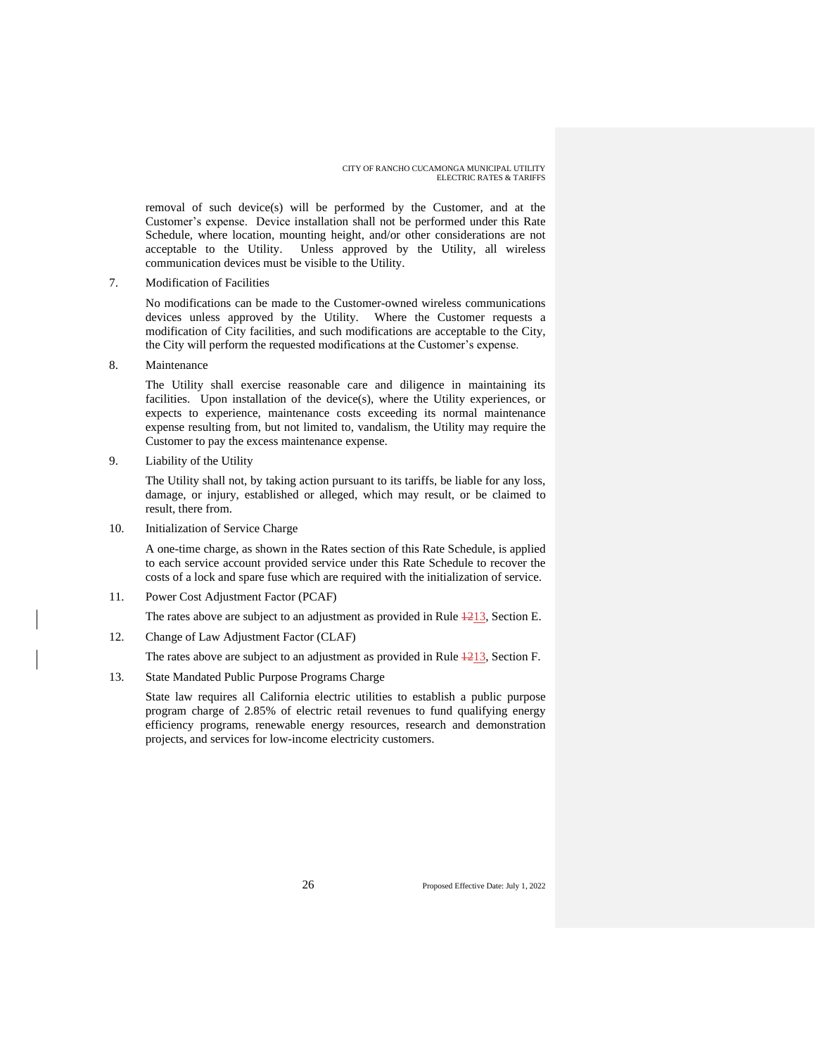removal of such device(s) will be performed by the Customer, and at the Customer's expense. Device installation shall not be performed under this Rate Schedule, where location, mounting height, and/or other considerations are not acceptable to the Utility. Unless approved by the Utility, all wireless communication devices must be visible to the Utility.

7. Modification of Facilities

   No modifications can be made to the Customer-owned wireless communications devices unless approved by the Utility. Where the Customer requests a modification of City facilities, and such modifications are acceptable to the City, the City will perform the requested modifications at the Customer's expense.

8. Maintenance

   The Utility shall exercise reasonable care and diligence in maintaining its facilities. Upon installation of the device(s), where the Utility experiences, or expects to experience, maintenance costs exceeding its normal maintenance expense resulting from, but not limited to, vandalism, the Utility may require the Customer to pay the excess maintenance expense.

9. Liability of the Utility

   The Utility shall not, by taking action pursuant to its tariffs, be liable for any loss, damage, or injury, established or alleged, which may result, or be claimed to result, there from.

10. Initialization of Service Charge

    A one-time charge, as shown in the Rates section of this Rate Schedule, is applied to each service account provided service under this Rate Schedule to recover the costs of a lock and spare fuse which are required with the initialization of service.

11. Power Cost Adjustment Factor (PCAF)

    The rates above are subject to an adjustment as provided in Rule ~~12~~13, Section E.

12. Change of Law Adjustment Factor (CLAF)

    The rates above are subject to an adjustment as provided in Rule ~~12~~13, Section F.

13. State Mandated Public Purpose Programs Charge

    State law requires all California electric utilities to establish a public purpose program charge of 2.85% of electric retail revenues to fund qualifying energy efficiency programs, renewable energy resources, research and demonstration projects, and services for low-income electricity customers.

Proposed Effective Date: July 1, 2022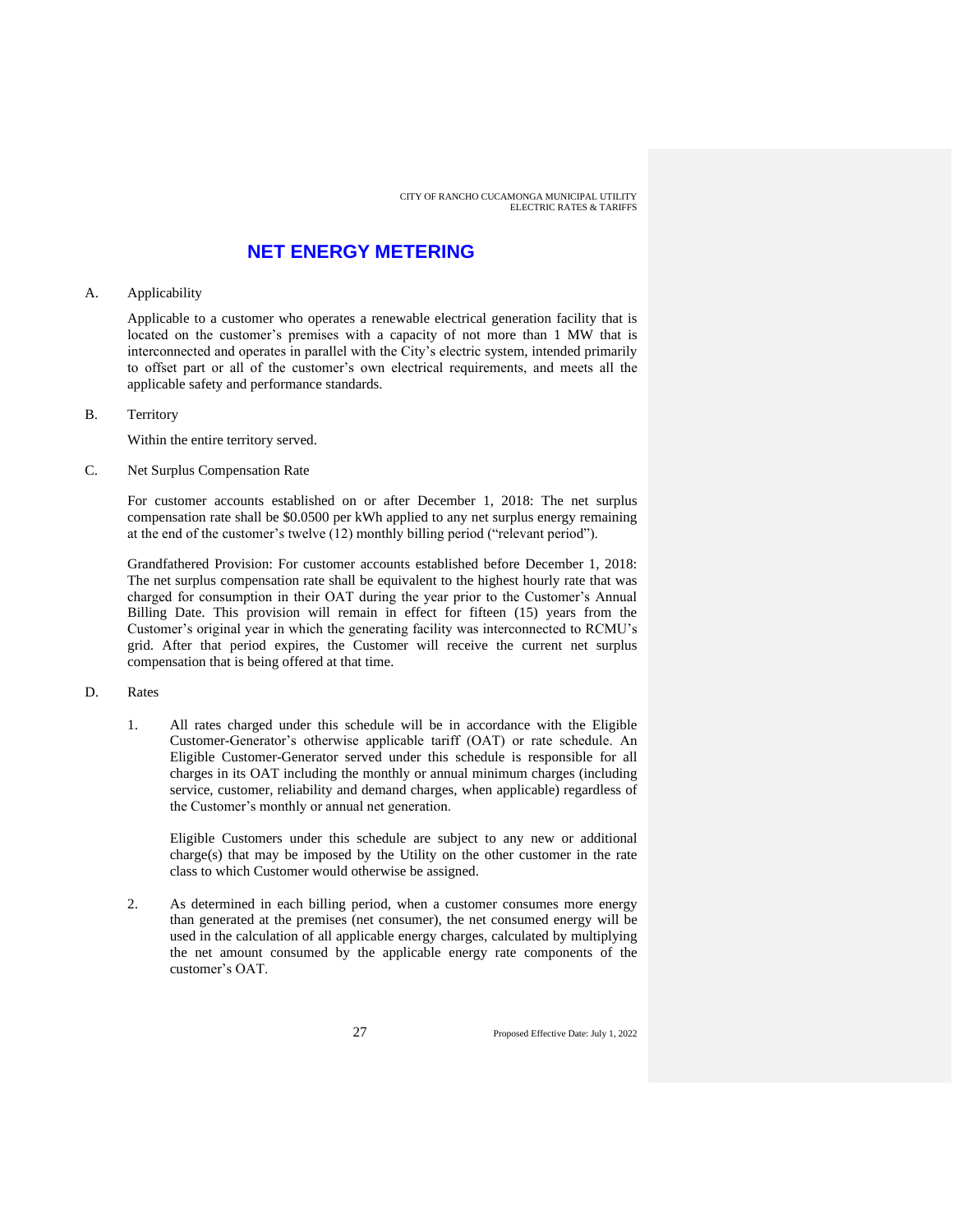# NET ENERGY METERING

A. Applicability

Applicable to a customer who operates a renewable electrical generation facility that is located on the customer's premises with a capacity of not more than 1 MW that is interconnected and operates in parallel with the City's electric system, intended primarily to offset part or all of the customer's own electrical requirements, and meets all the applicable safety and performance standards.

B. Territory

Within the entire territory served.

C. Net Surplus Compensation Rate

For customer accounts established on or after December 1, 2018: The net surplus compensation rate shall be $0.0500 per kWh applied to any net surplus energy remaining at the end of the customer's twelve (12) monthly billing period ("relevant period").

Grandfathered Provision: For customer accounts established before December 1, 2018: The net surplus compensation rate shall be equivalent to the highest hourly rate that was charged for consumption in their OAT during the year prior to the Customer's Annual Billing Date. This provision will remain in effect for fifteen (15) years from the Customer's original year in which the generating facility was interconnected to RCMU's grid. After that period expires, the Customer will receive the current net surplus compensation that is being offered at that time.

D. Rates

1. All rates charged under this schedule will be in accordance with the Eligible Customer-Generator's otherwise applicable tariff (OAT) or rate schedule. An Eligible Customer-Generator served under this schedule is responsible for all charges in its OAT including the monthly or annual minimum charges (including service, customer, reliability and demand charges, when applicable) regardless of the Customer's monthly or annual net generation.

   Eligible Customers under this schedule are subject to any new or additional charge(s) that may be imposed by the Utility on the other customer in the rate class to which Customer would otherwise be assigned.

2. As determined in each billing period, when a customer consumes more energy than generated at the premises (net consumer), the net consumed energy will be used in the calculation of all applicable energy charges, calculated by multiplying the net amount consumed by the applicable energy rate components of the customer's OAT.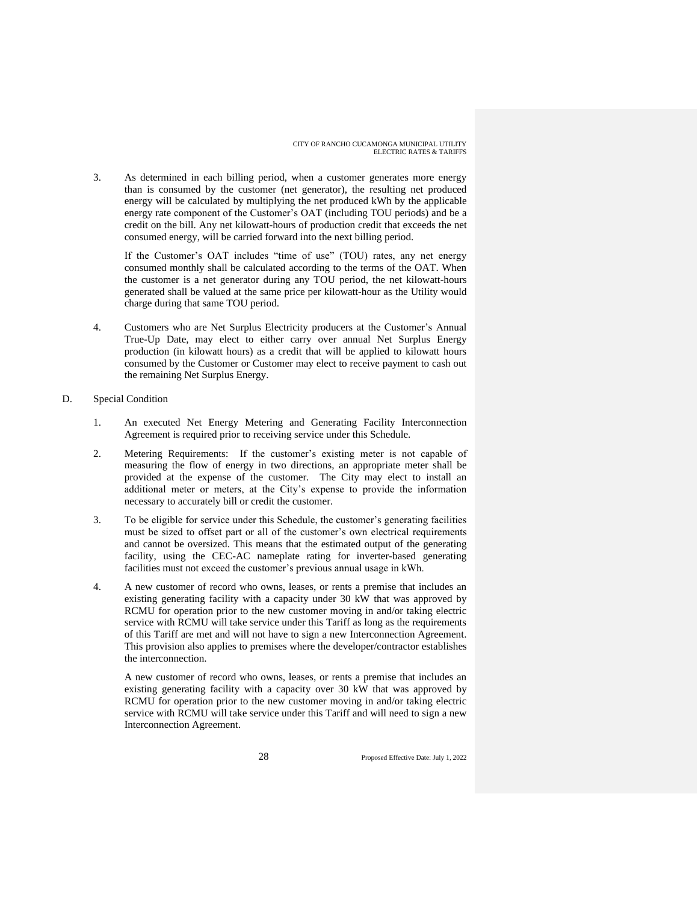3. As determined in each billing period, when a customer generates more energy than is consumed by the customer (net generator), the resulting net produced energy will be calculated by multiplying the net produced kWh by the applicable energy rate component of the Customer's OAT (including TOU periods) and be a credit on the bill. Any net kilowatt-hours of production credit that exceeds the net consumed energy, will be carried forward into the next billing period.

   If the Customer's OAT includes "time of use" (TOU) rates, any net energy consumed monthly shall be calculated according to the terms of the OAT. When the customer is a net generator during any TOU period, the net kilowatt-hours generated shall be valued at the same price per kilowatt-hour as the Utility would charge during that same TOU period.

4. Customers who are Net Surplus Electricity producers at the Customer's Annual True-Up Date, may elect to either carry over annual Net Surplus Energy production (in kilowatt hours) as a credit that will be applied to kilowatt hours consumed by the Customer or Customer may elect to receive payment to cash out the remaining Net Surplus Energy.

D. Special Condition

1. An executed Net Energy Metering and Generating Facility Interconnection Agreement is required prior to receiving service under this Schedule.

2. Metering Requirements: If the customer's existing meter is not capable of measuring the flow of energy in two directions, an appropriate meter shall be provided at the expense of the customer. The City may elect to install an additional meter or meters, at the City's expense to provide the information necessary to accurately bill or credit the customer.

3. To be eligible for service under this Schedule, the customer's generating facilities must be sized to offset part or all of the customer's own electrical requirements and cannot be oversized. This means that the estimated output of the generating facility, using the CEC-AC nameplate rating for inverter-based generating facilities must not exceed the customer's previous annual usage in kWh.

4. A new customer of record who owns, leases, or rents a premise that includes an existing generating facility with a capacity under 30 kW that was approved by RCMU for operation prior to the new customer moving in and/or taking electric service with RCMU will take service under this Tariff as long as the requirements of this Tariff are met and will not have to sign a new Interconnection Agreement. This provision also applies to premises where the developer/contractor establishes the interconnection.

   A new customer of record who owns, leases, or rents a premise that includes an existing generating facility with a capacity over 30 kW that was approved by RCMU for operation prior to the new customer moving in and/or taking electric service with RCMU will take service under this Tariff and will need to sign a new Interconnection Agreement.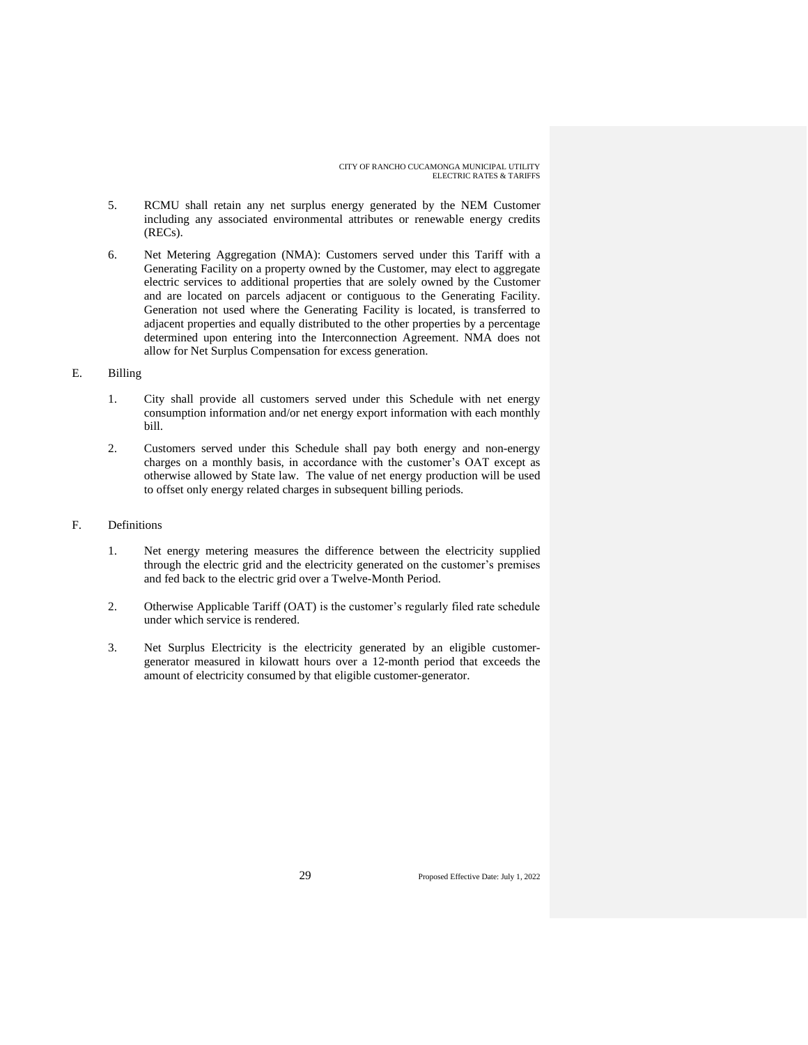5. RCMU shall retain any net surplus energy generated by the NEM Customer including any associated environmental attributes or renewable energy credits (RECs).

6. Net Metering Aggregation (NMA): Customers served under this Tariff with a Generating Facility on a property owned by the Customer, may elect to aggregate electric services to additional properties that are solely owned by the Customer and are located on parcels adjacent or contiguous to the Generating Facility. Generation not used where the Generating Facility is located, is transferred to adjacent properties and equally distributed to the other properties by a percentage determined upon entering into the Interconnection Agreement. NMA does not allow for Net Surplus Compensation for excess generation.

E. Billing

1. City shall provide all customers served under this Schedule with net energy consumption information and/or net energy export information with each monthly bill.

2. Customers served under this Schedule shall pay both energy and non-energy charges on a monthly basis, in accordance with the customer's OAT except as otherwise allowed by State law. The value of net energy production will be used to offset only energy related charges in subsequent billing periods.

F. Definitions

1. Net energy metering measures the difference between the electricity supplied through the electric grid and the electricity generated on the customer's premises and fed back to the electric grid over a Twelve-Month Period.

2. Otherwise Applicable Tariff (OAT) is the customer's regularly filed rate schedule under which service is rendered.

3. Net Surplus Electricity is the electricity generated by an eligible customer-generator measured in kilowatt hours over a 12-month period that exceeds the amount of electricity consumed by that eligible customer-generator.

Proposed Effective Date: July 1, 2022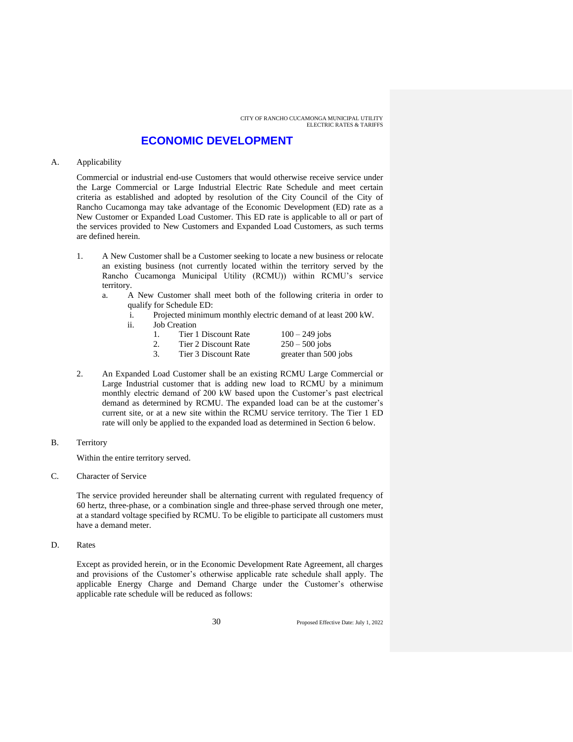# ECONOMIC DEVELOPMENT

A. Applicability

Commercial or industrial end-use Customers that would otherwise receive service under the Large Commercial or Large Industrial Electric Rate Schedule and meet certain criteria as established and adopted by resolution of the City Council of the City of Rancho Cucamonga may take advantage of the Economic Development (ED) rate as a New Customer or Expanded Load Customer. This ED rate is applicable to all or part of the services provided to New Customers and Expanded Load Customers, as such terms are defined herein.

1. A New Customer shall be a Customer seeking to locate a new business or relocate an existing business (not currently located within the territory served by the Rancho Cucamonga Municipal Utility (RCMU)) within RCMU's service territory.
   a. A New Customer shall meet both of the following criteria in order to qualify for Schedule ED:
      i. Projected minimum monthly electric demand of at least 200 kW.
      ii. Job Creation
         1. Tier 1 Discount Rate — 100 – 249 jobs
         2. Tier 2 Discount Rate — 250 – 500 jobs
         3. Tier 3 Discount Rate — greater than 500 jobs

2. An Expanded Load Customer shall be an existing RCMU Large Commercial or Large Industrial customer that is adding new load to RCMU by a minimum monthly electric demand of 200 kW based upon the Customer's past electrical demand as determined by RCMU. The expanded load can be at the customer's current site, or at a new site within the RCMU service territory. The Tier 1 ED rate will only be applied to the expanded load as determined in Section 6 below.

B. Territory

Within the entire territory served.

C. Character of Service

The service provided hereunder shall be alternating current with regulated frequency of 60 hertz, three-phase, or a combination single and three-phase served through one meter, at a standard voltage specified by RCMU. To be eligible to participate all customers must have a demand meter.

D. Rates

Except as provided herein, or in the Economic Development Rate Agreement, all charges and provisions of the Customer's otherwise applicable rate schedule shall apply. The applicable Energy Charge and Demand Charge under the Customer's otherwise applicable rate schedule will be reduced as follows: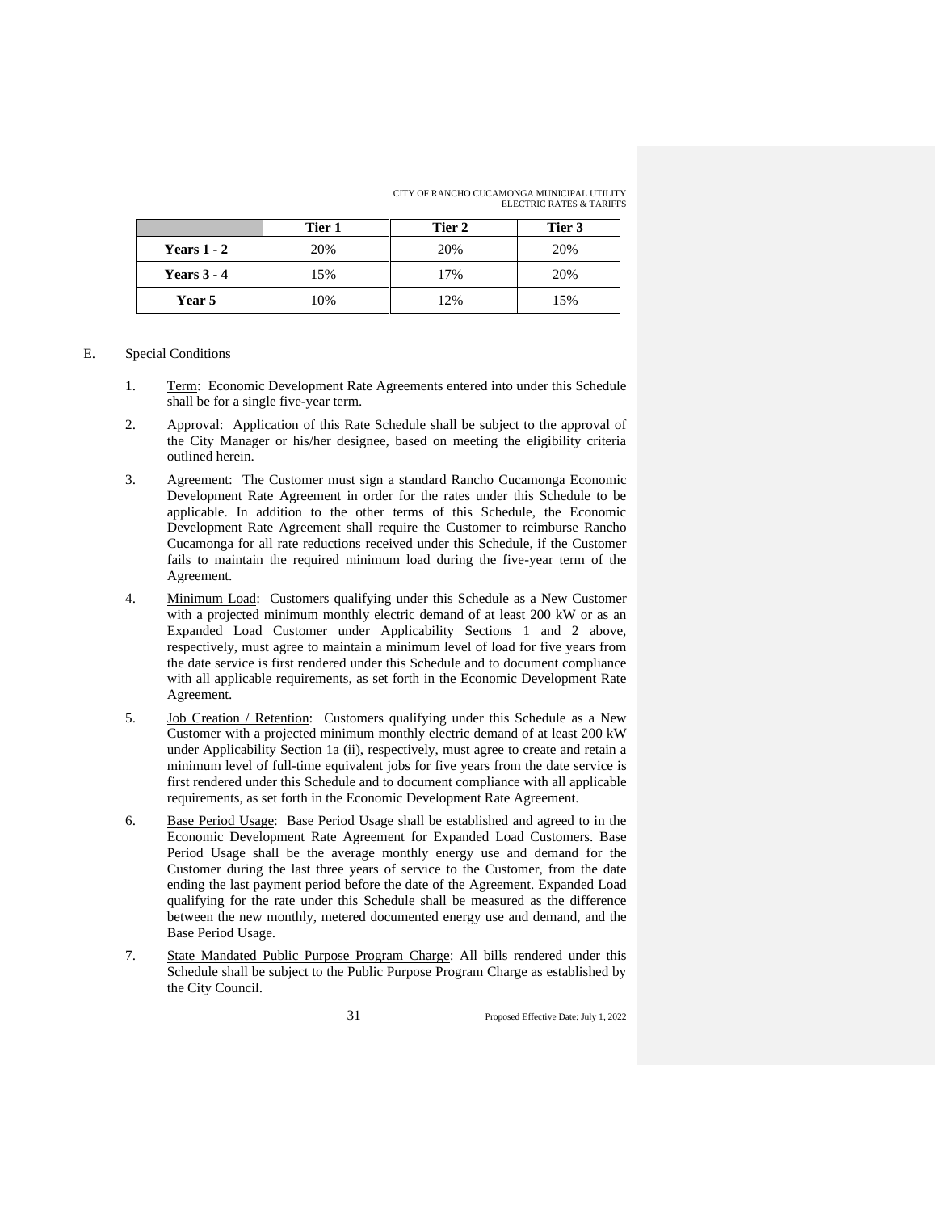| | Tier 1 | Tier 2 | Tier 3 |
|---|---|---|---|
| **Years 1 - 2** | 20% | 20% | 20% |
| **Years 3 - 4** | 15% | 17% | 20% |
| **Year 5** | 10% | 12% | 15% |

E. Special Conditions

1. Term: Economic Development Rate Agreements entered into under this Schedule shall be for a single five-year term.

2. Approval: Application of this Rate Schedule shall be subject to the approval of the City Manager or his/her designee, based on meeting the eligibility criteria outlined herein.

3. Agreement: The Customer must sign a standard Rancho Cucamonga Economic Development Rate Agreement in order for the rates under this Schedule to be applicable. In addition to the other terms of this Schedule, the Economic Development Rate Agreement shall require the Customer to reimburse Rancho Cucamonga for all rate reductions received under this Schedule, if the Customer fails to maintain the required minimum load during the five-year term of the Agreement.

4. Minimum Load: Customers qualifying under this Schedule as a New Customer with a projected minimum monthly electric demand of at least 200 kW or as an Expanded Load Customer under Applicability Sections 1 and 2 above, respectively, must agree to maintain a minimum level of load for five years from the date service is first rendered under this Schedule and to document compliance with all applicable requirements, as set forth in the Economic Development Rate Agreement.

5. Job Creation / Retention: Customers qualifying under this Schedule as a New Customer with a projected minimum monthly electric demand of at least 200 kW under Applicability Section 1a (ii), respectively, must agree to create and retain a minimum level of full-time equivalent jobs for five years from the date service is first rendered under this Schedule and to document compliance with all applicable requirements, as set forth in the Economic Development Rate Agreement.

6. Base Period Usage: Base Period Usage shall be established and agreed to in the Economic Development Rate Agreement for Expanded Load Customers. Base Period Usage shall be the average monthly energy use and demand for the Customer during the last three years of service to the Customer, from the date ending the last payment period before the date of the Agreement. Expanded Load qualifying for the rate under this Schedule shall be measured as the difference between the new monthly, metered documented energy use and demand, and the Base Period Usage.

7. State Mandated Public Purpose Program Charge: All bills rendered under this Schedule shall be subject to the Public Purpose Program Charge as established by the City Council.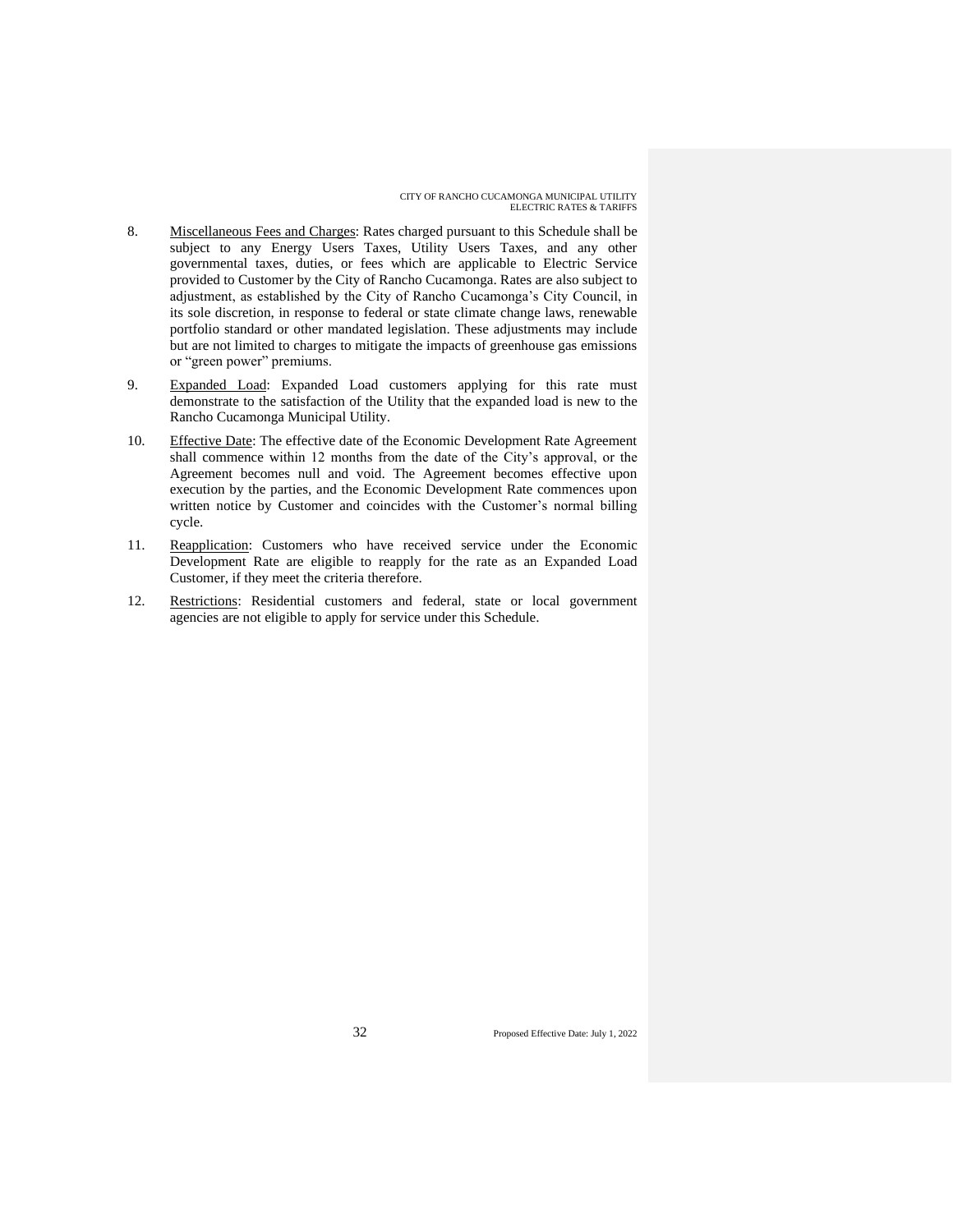8. Miscellaneous Fees and Charges: Rates charged pursuant to this Schedule shall be subject to any Energy Users Taxes, Utility Users Taxes, and any other governmental taxes, duties, or fees which are applicable to Electric Service provided to Customer by the City of Rancho Cucamonga. Rates are also subject to adjustment, as established by the City of Rancho Cucamonga's City Council, in its sole discretion, in response to federal or state climate change laws, renewable portfolio standard or other mandated legislation. These adjustments may include but are not limited to charges to mitigate the impacts of greenhouse gas emissions or "green power" premiums.

9. Expanded Load: Expanded Load customers applying for this rate must demonstrate to the satisfaction of the Utility that the expanded load is new to the Rancho Cucamonga Municipal Utility.

10. Effective Date: The effective date of the Economic Development Rate Agreement shall commence within 12 months from the date of the City's approval, or the Agreement becomes null and void. The Agreement becomes effective upon execution by the parties, and the Economic Development Rate commences upon written notice by Customer and coincides with the Customer's normal billing cycle.

11. Reapplication: Customers who have received service under the Economic Development Rate are eligible to reapply for the rate as an Expanded Load Customer, if they meet the criteria therefore.

12. Restrictions: Residential customers and federal, state or local government agencies are not eligible to apply for service under this Schedule.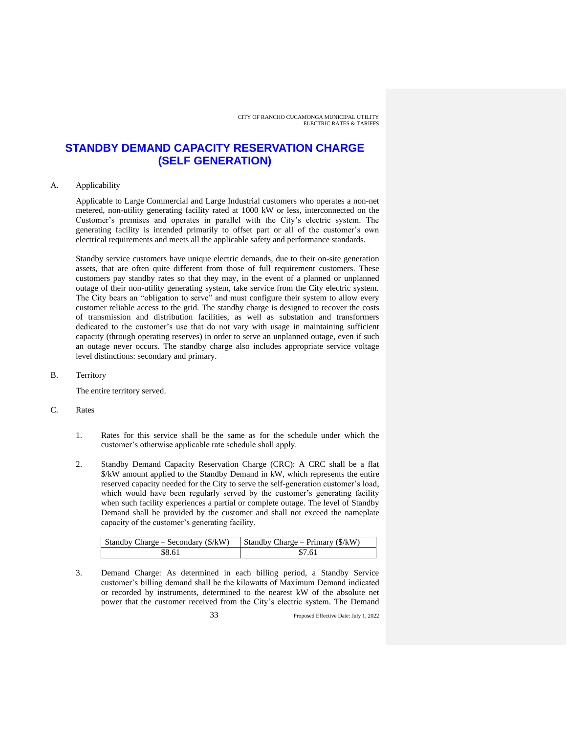# STANDBY DEMAND CAPACITY RESERVATION CHARGE (SELF GENERATION)

A. Applicability

Applicable to Large Commercial and Large Industrial customers who operates a non-net metered, non-utility generating facility rated at 1000 kW or less, interconnected on the Customer's premises and operates in parallel with the City's electric system. The generating facility is intended primarily to offset part or all of the customer's own electrical requirements and meets all the applicable safety and performance standards.

Standby service customers have unique electric demands, due to their on-site generation assets, that are often quite different from those of full requirement customers. These customers pay standby rates so that they may, in the event of a planned or unplanned outage of their non-utility generating system, take service from the City electric system. The City bears an "obligation to serve" and must configure their system to allow every customer reliable access to the grid. The standby charge is designed to recover the costs of transmission and distribution facilities, as well as substation and transformers dedicated to the customer's use that do not vary with usage in maintaining sufficient capacity (through operating reserves) in order to serve an unplanned outage, even if such an outage never occurs. The standby charge also includes appropriate service voltage level distinctions: secondary and primary.

B. Territory

The entire territory served.

C. Rates

1. Rates for this service shall be the same as for the schedule under which the customer's otherwise applicable rate schedule shall apply.

2. Standby Demand Capacity Reservation Charge (CRC): A CRC shall be a flat $/kW amount applied to the Standby Demand in kW, which represents the entire reserved capacity needed for the City to serve the self-generation customer's load, which would have been regularly served by the customer's generating facility when such facility experiences a partial or complete outage. The level of Standby Demand shall be provided by the customer and shall not exceed the nameplate capacity of the customer's generating facility.

| Standby Charge – Secondary ($/kW) | Standby Charge – Primary ($/kW) |
|---|---|
| $8.61 | $7.61 |

3. Demand Charge: As determined in each billing period, a Standby Service customer's billing demand shall be the kilowatts of Maximum Demand indicated or recorded by instruments, determined to the nearest kW of the absolute net power that the customer received from the City's electric system. The Demand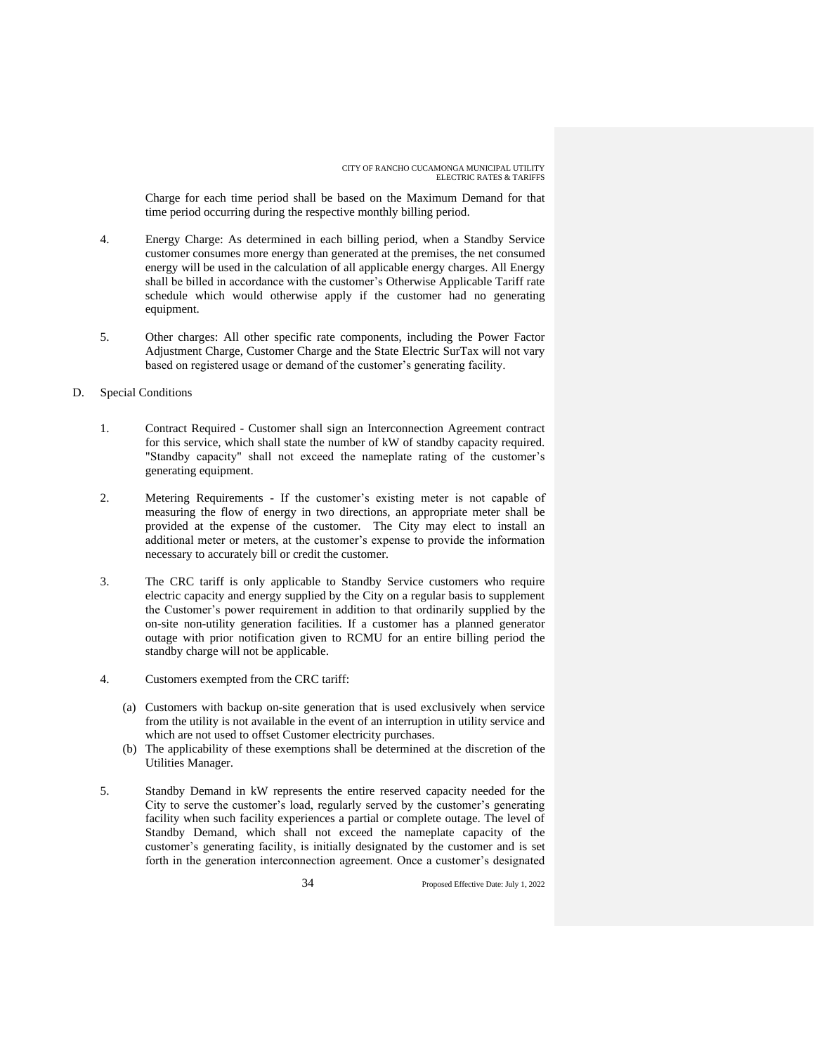Charge for each time period shall be based on the Maximum Demand for that time period occurring during the respective monthly billing period.

4. Energy Charge: As determined in each billing period, when a Standby Service customer consumes more energy than generated at the premises, the net consumed energy will be used in the calculation of all applicable energy charges. All Energy shall be billed in accordance with the customer's Otherwise Applicable Tariff rate schedule which would otherwise apply if the customer had no generating equipment.

5. Other charges: All other specific rate components, including the Power Factor Adjustment Charge, Customer Charge and the State Electric SurTax will not vary based on registered usage or demand of the customer's generating facility.

D. Special Conditions

1. Contract Required - Customer shall sign an Interconnection Agreement contract for this service, which shall state the number of kW of standby capacity required. "Standby capacity" shall not exceed the nameplate rating of the customer's generating equipment.

2. Metering Requirements - If the customer's existing meter is not capable of measuring the flow of energy in two directions, an appropriate meter shall be provided at the expense of the customer. The City may elect to install an additional meter or meters, at the customer's expense to provide the information necessary to accurately bill or credit the customer.

3. The CRC tariff is only applicable to Standby Service customers who require electric capacity and energy supplied by the City on a regular basis to supplement the Customer's power requirement in addition to that ordinarily supplied by the on-site non-utility generation facilities. If a customer has a planned generator outage with prior notification given to RCMU for an entire billing period the standby charge will not be applicable.

4. Customers exempted from the CRC tariff:

   (a) Customers with backup on-site generation that is used exclusively when service from the utility is not available in the event of an interruption in utility service and which are not used to offset Customer electricity purchases.

   (b) The applicability of these exemptions shall be determined at the discretion of the Utilities Manager.

5. Standby Demand in kW represents the entire reserved capacity needed for the City to serve the customer's load, regularly served by the customer's generating facility when such facility experiences a partial or complete outage. The level of Standby Demand, which shall not exceed the nameplate capacity of the customer's generating facility, is initially designated by the customer and is set forth in the generation interconnection agreement. Once a customer's designated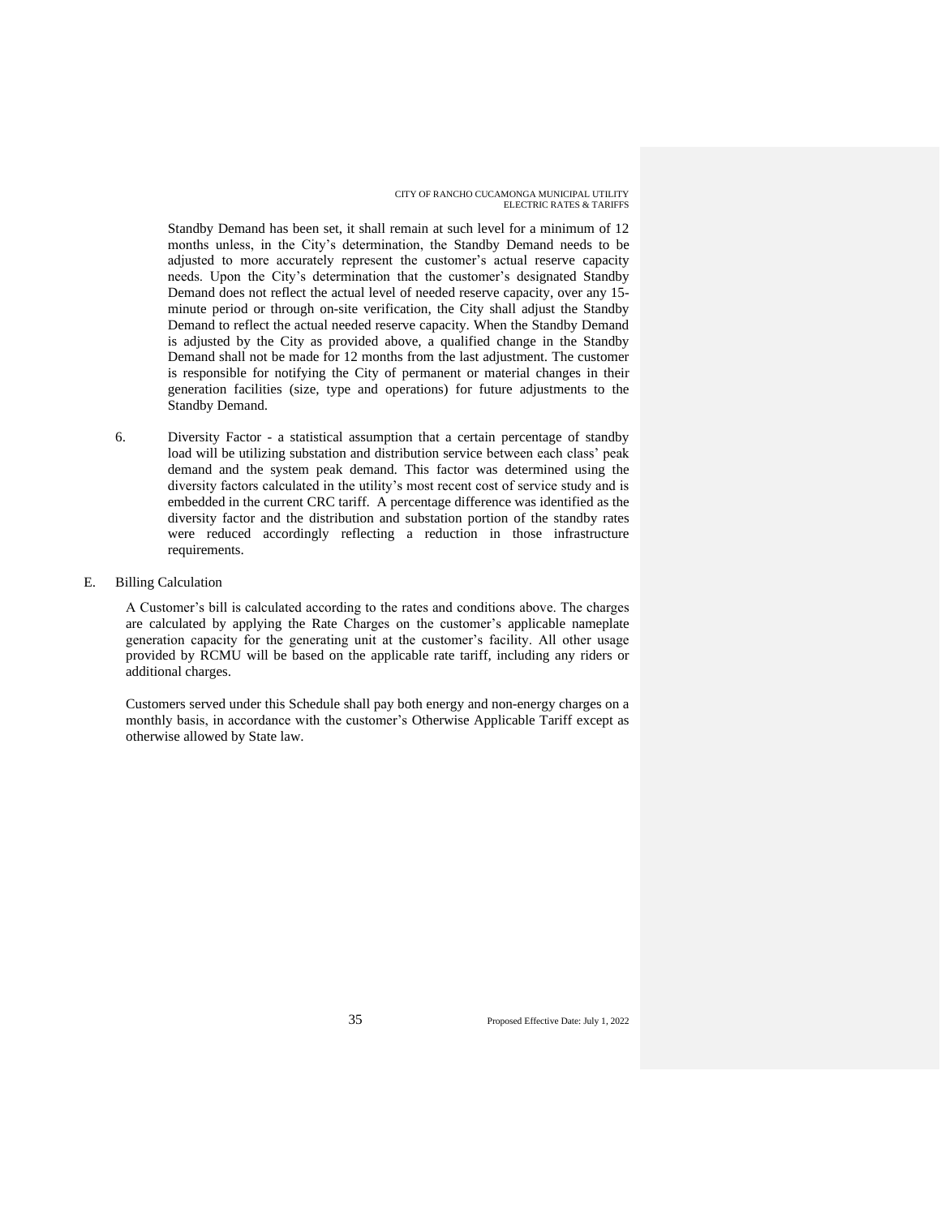Standby Demand has been set, it shall remain at such level for a minimum of 12 months unless, in the City's determination, the Standby Demand needs to be adjusted to more accurately represent the customer's actual reserve capacity needs. Upon the City's determination that the customer's designated Standby Demand does not reflect the actual level of needed reserve capacity, over any 15-minute period or through on-site verification, the City shall adjust the Standby Demand to reflect the actual needed reserve capacity. When the Standby Demand is adjusted by the City as provided above, a qualified change in the Standby Demand shall not be made for 12 months from the last adjustment. The customer is responsible for notifying the City of permanent or material changes in their generation facilities (size, type and operations) for future adjustments to the Standby Demand.

6. Diversity Factor - a statistical assumption that a certain percentage of standby load will be utilizing substation and distribution service between each class' peak demand and the system peak demand. This factor was determined using the diversity factors calculated in the utility's most recent cost of service study and is embedded in the current CRC tariff. A percentage difference was identified as the diversity factor and the distribution and substation portion of the standby rates were reduced accordingly reflecting a reduction in those infrastructure requirements.

E. Billing Calculation

A Customer's bill is calculated according to the rates and conditions above. The charges are calculated by applying the Rate Charges on the customer's applicable nameplate generation capacity for the generating unit at the customer's facility. All other usage provided by RCMU will be based on the applicable rate tariff, including any riders or additional charges.

Customers served under this Schedule shall pay both energy and non-energy charges on a monthly basis, in accordance with the customer's Otherwise Applicable Tariff except as otherwise allowed by State law.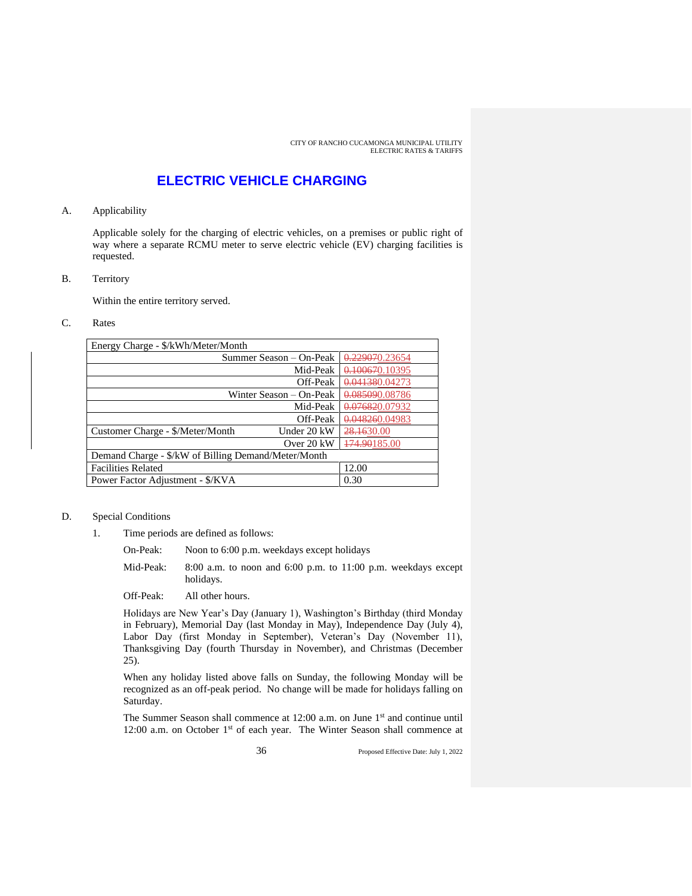# ELECTRIC VEHICLE CHARGING

A. Applicability

Applicable solely for the charging of electric vehicles, on a premises or public right of way where a separate RCMU meter to serve electric vehicle (EV) charging facilities is requested.

B. Territory

Within the entire territory served.

C. Rates

| Energy Charge - $/kWh/Meter/Month | |
|---|---|
| Summer Season – On-Peak | ~~0.22907~~0.23654 |
| Mid-Peak | ~~0.10067~~0.10395 |
| Off-Peak | ~~0.04138~~0.04273 |
| Winter Season – On-Peak | ~~0.08509~~0.08786 |
| Mid-Peak | ~~0.07682~~0.07932 |
| Off-Peak | ~~0.04826~~0.04983 |
| Customer Charge - $/Meter/Month Under 20 kW | ~~28.16~~30.00 |
| Over 20 kW | ~~174.90~~185.00 |
| Demand Charge - $/kW of Billing Demand/Meter/Month | |
| Facilities Related | 12.00 |
| Power Factor Adjustment - $/KVA | 0.30 |

D. Special Conditions

1. Time periods are defined as follows:

   On-Peak: Noon to 6:00 p.m. weekdays except holidays

   Mid-Peak: 8:00 a.m. to noon and 6:00 p.m. to 11:00 p.m. weekdays except holidays.

   Off-Peak: All other hours.

   Holidays are New Year's Day (January 1), Washington's Birthday (third Monday in February), Memorial Day (last Monday in May), Independence Day (July 4), Labor Day (first Monday in September), Veteran's Day (November 11), Thanksgiving Day (fourth Thursday in November), and Christmas (December 25).

   When any holiday listed above falls on Sunday, the following Monday will be recognized as an off-peak period. No change will be made for holidays falling on Saturday.

   The Summer Season shall commence at 12:00 a.m. on June 1st and continue until 12:00 a.m. on October 1st of each year. The Winter Season shall commence at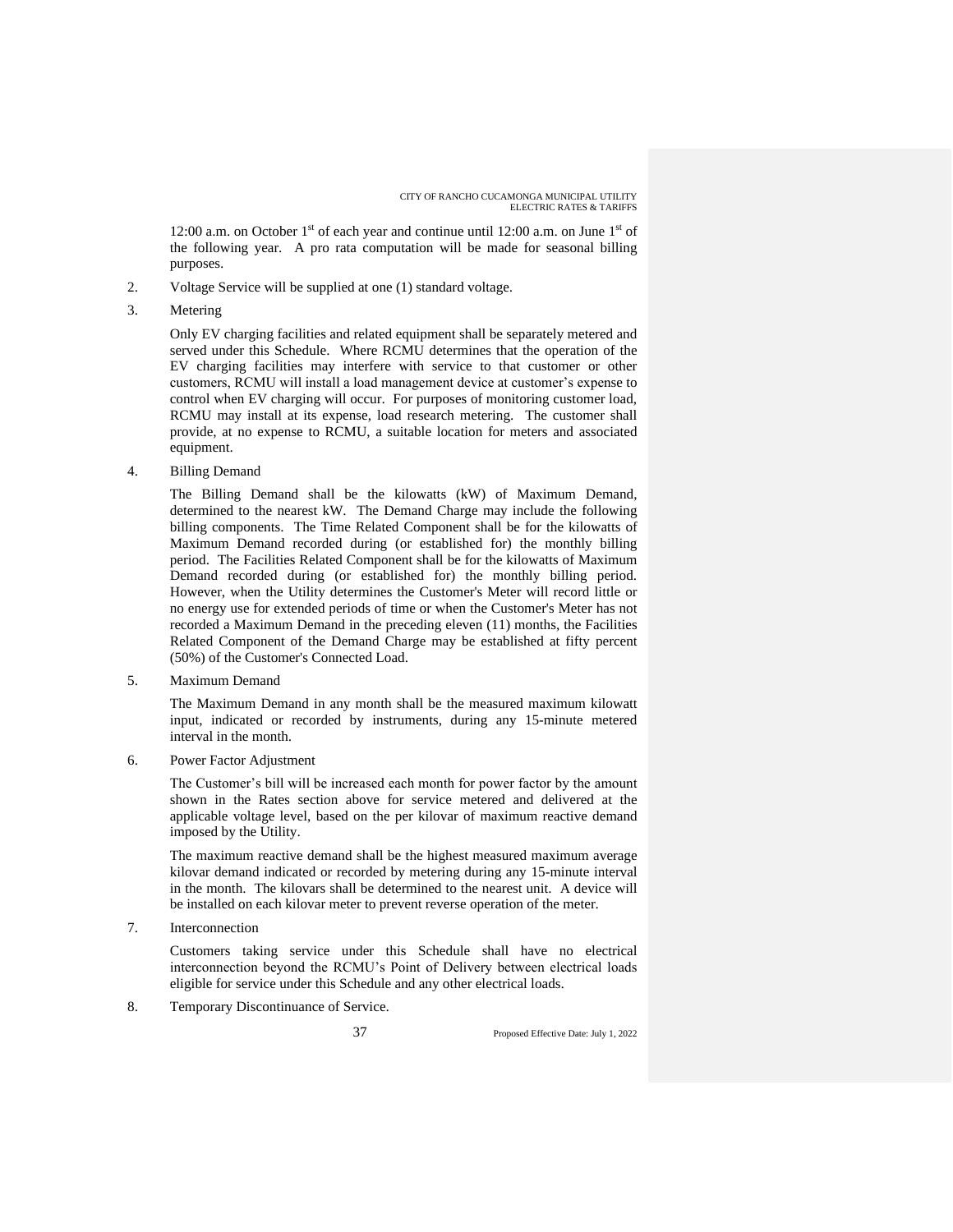12:00 a.m. on October 1st of each year and continue until 12:00 a.m. on June 1st of the following year. A pro rata computation will be made for seasonal billing purposes.

2. Voltage Service will be supplied at one (1) standard voltage.

3. Metering

   Only EV charging facilities and related equipment shall be separately metered and served under this Schedule. Where RCMU determines that the operation of the EV charging facilities may interfere with service to that customer or other customers, RCMU will install a load management device at customer's expense to control when EV charging will occur. For purposes of monitoring customer load, RCMU may install at its expense, load research metering. The customer shall provide, at no expense to RCMU, a suitable location for meters and associated equipment.

4. Billing Demand

   The Billing Demand shall be the kilowatts (kW) of Maximum Demand, determined to the nearest kW. The Demand Charge may include the following billing components. The Time Related Component shall be for the kilowatts of Maximum Demand recorded during (or established for) the monthly billing period. The Facilities Related Component shall be for the kilowatts of Maximum Demand recorded during (or established for) the monthly billing period. However, when the Utility determines the Customer's Meter will record little or no energy use for extended periods of time or when the Customer's Meter has not recorded a Maximum Demand in the preceding eleven (11) months, the Facilities Related Component of the Demand Charge may be established at fifty percent (50%) of the Customer's Connected Load.

5. Maximum Demand

   The Maximum Demand in any month shall be the measured maximum kilowatt input, indicated or recorded by instruments, during any 15-minute metered interval in the month.

6. Power Factor Adjustment

   The Customer's bill will be increased each month for power factor by the amount shown in the Rates section above for service metered and delivered at the applicable voltage level, based on the per kilovar of maximum reactive demand imposed by the Utility.

   The maximum reactive demand shall be the highest measured maximum average kilovar demand indicated or recorded by metering during any 15-minute interval in the month. The kilovars shall be determined to the nearest unit. A device will be installed on each kilovar meter to prevent reverse operation of the meter.

7. Interconnection

   Customers taking service under this Schedule shall have no electrical interconnection beyond the RCMU's Point of Delivery between electrical loads eligible for service under this Schedule and any other electrical loads.

8. Temporary Discontinuance of Service.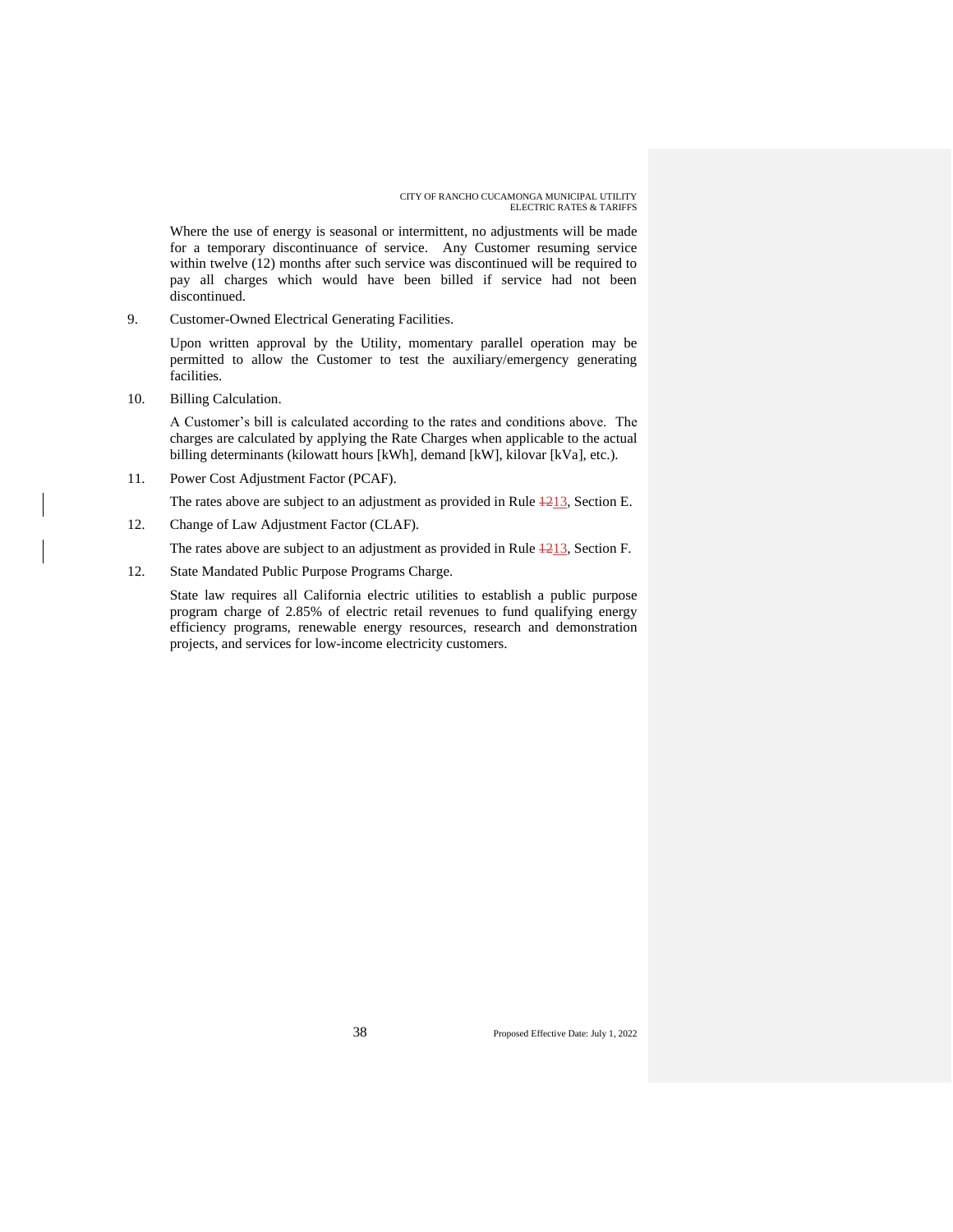Where the use of energy is seasonal or intermittent, no adjustments will be made for a temporary discontinuance of service. Any Customer resuming service within twelve (12) months after such service was discontinued will be required to pay all charges which would have been billed if service had not been discontinued.

9. Customer-Owned Electrical Generating Facilities.

   Upon written approval by the Utility, momentary parallel operation may be permitted to allow the Customer to test the auxiliary/emergency generating facilities.

10. Billing Calculation.

    A Customer's bill is calculated according to the rates and conditions above. The charges are calculated by applying the Rate Charges when applicable to the actual billing determinants (kilowatt hours [kWh], demand [kW], kilovar [kVa], etc.).

11. Power Cost Adjustment Factor (PCAF).

    The rates above are subject to an adjustment as provided in Rule ~~12~~13, Section E.

12. Change of Law Adjustment Factor (CLAF).

    The rates above are subject to an adjustment as provided in Rule ~~12~~13, Section F.

12. State Mandated Public Purpose Programs Charge.

    State law requires all California electric utilities to establish a public purpose program charge of 2.85% of electric retail revenues to fund qualifying energy efficiency programs, renewable energy resources, research and demonstration projects, and services for low-income electricity customers.

Proposed Effective Date: July 1, 2022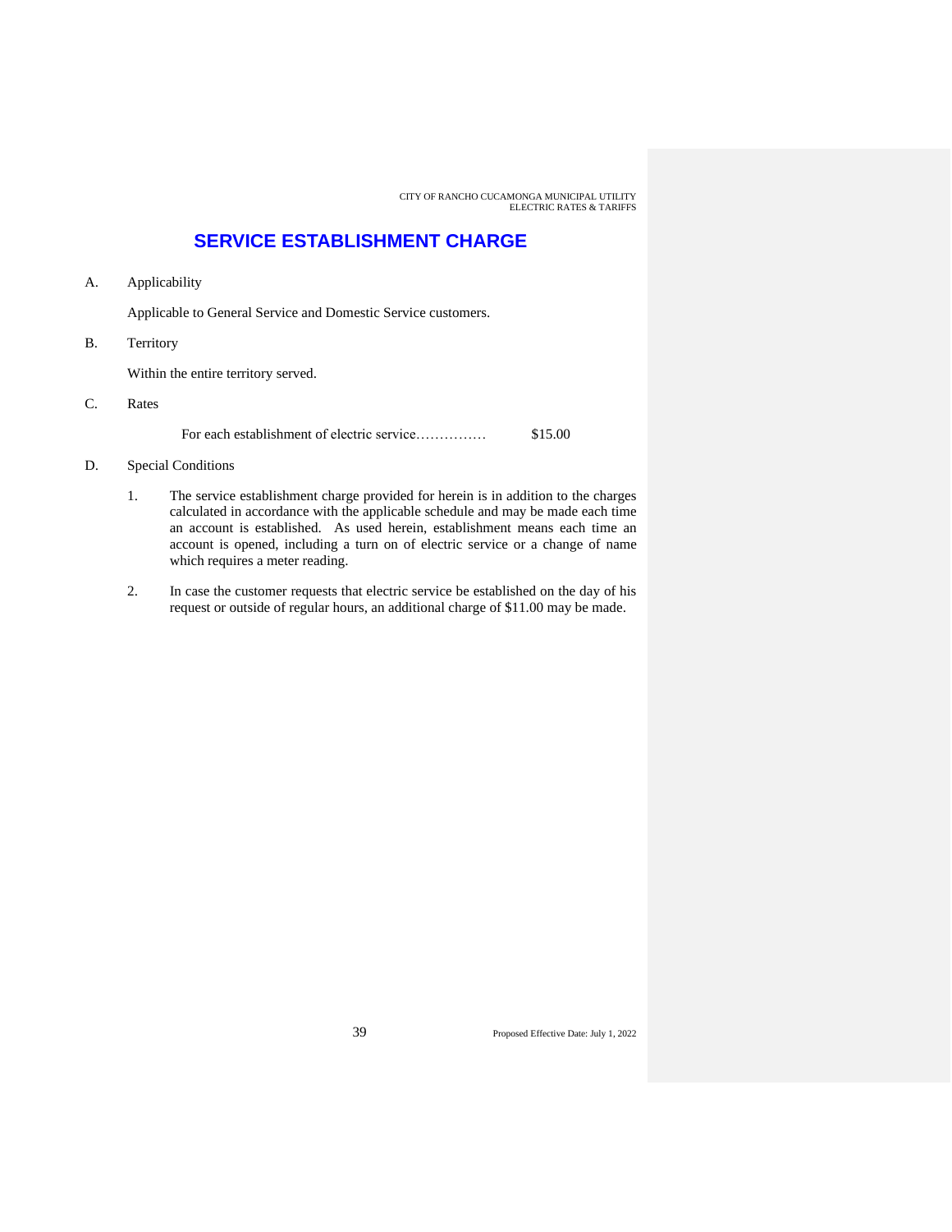# SERVICE ESTABLISHMENT CHARGE

A. Applicability

Applicable to General Service and Domestic Service customers.

B. Territory

Within the entire territory served.

C. Rates

For each establishment of electric service…………… $15.00

D. Special Conditions

1. The service establishment charge provided for herein is in addition to the charges calculated in accordance with the applicable schedule and may be made each time an account is established. As used herein, establishment means each time an account is opened, including a turn on of electric service or a change of name which requires a meter reading.

2. In case the customer requests that electric service be established on the day of his request or outside of regular hours, an additional charge of $11.00 may be made.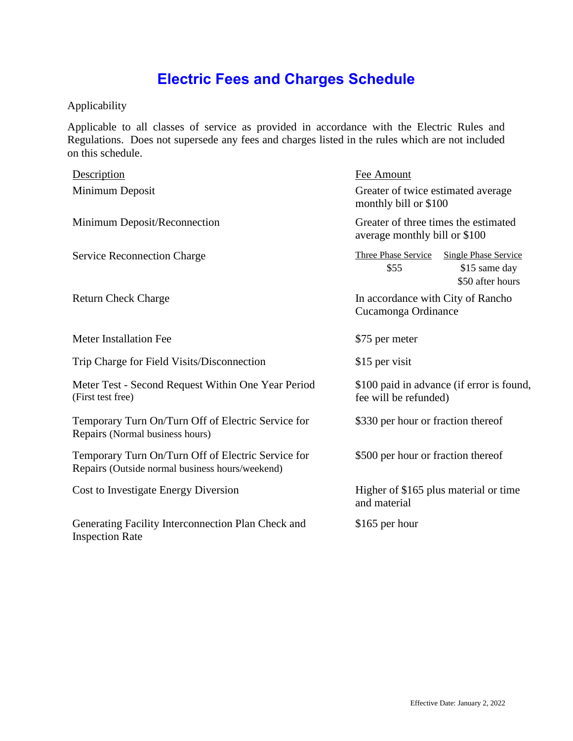# Electric Fees and Charges Schedule

Applicability

Applicable to all classes of service as provided in accordance with the Electric Rules and Regulations. Does not supersede any fees and charges listed in the rules which are not included on this schedule.

| Description | Fee Amount |
|---|---|
| Minimum Deposit | Greater of twice estimated average monthly bill or $100 |
| Minimum Deposit/Reconnection | Greater of three times the estimated average monthly bill or $100 |
| Service Reconnection Charge | Three Phase Service: $55<br>Single Phase Service: $15 same day; $50 after hours |
| Return Check Charge | In accordance with City of Rancho Cucamonga Ordinance |
| Meter Installation Fee | $75 per meter |
| Trip Charge for Field Visits/Disconnection | $15 per visit |
| Meter Test - Second Request Within One Year Period (First test free) | $100 paid in advance (if error is found, fee will be refunded) |
| Temporary Turn On/Turn Off of Electric Service for Repairs (Normal business hours) | $330 per hour or fraction thereof |
| Temporary Turn On/Turn Off of Electric Service for Repairs (Outside normal business hours/weekend) | $500 per hour or fraction thereof |
| Cost to Investigate Energy Diversion | Higher of $165 plus material or time and material |
| Generating Facility Interconnection Plan Check and Inspection Rate | $165 per hour |

Effective Date: January 2, 2022